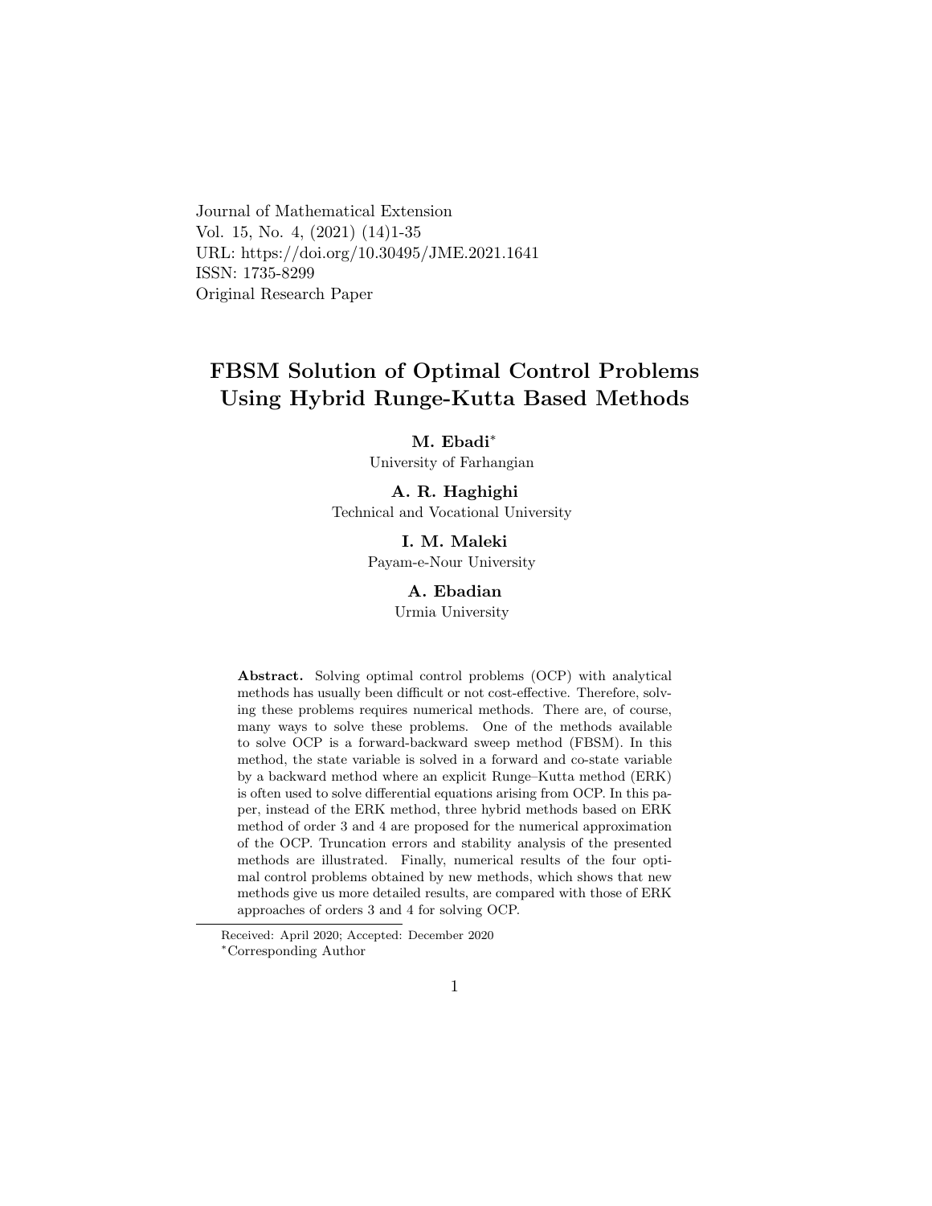Journal of Mathematical Extension
Vol. 15, No. 4, (2021) (14)1-35
URL: https://doi.org/10.30495/JME.2021.1641
ISSN: 1735-8299
Original Research Paper

# FBSM Solution of Optimal Control Problems Using Hybrid Runge-Kutta Based Methods

**M. Ebadi***
University of Farhangian

**A. R. Haghighi**
Technical and Vocational University

**I. M. Maleki**
Payam-e-Nour University

**A. Ebadian**
Urmia University

**Abstract.** Solving optimal control problems (OCP) with analytical methods has usually been difficult or not cost-effective. Therefore, solving these problems requires numerical methods. There are, of course, many ways to solve these problems. One of the methods available to solve OCP is a forward-backward sweep method (FBSM). In this method, the state variable is solved in a forward and co-state variable by a backward method where an explicit Runge–Kutta method (ERK) is often used to solve differential equations arising from OCP. In this paper, instead of the ERK method, three hybrid methods based on ERK method of order 3 and 4 are proposed for the numerical approximation of the OCP. Truncation errors and stability analysis of the presented methods are illustrated. Finally, numerical results of the four optimal control problems obtained by new methods, which shows that new methods give us more detailed results, are compared with those of ERK approaches of orders 3 and 4 for solving OCP.

Received: April 2020; Accepted: December 2020
*Corresponding Author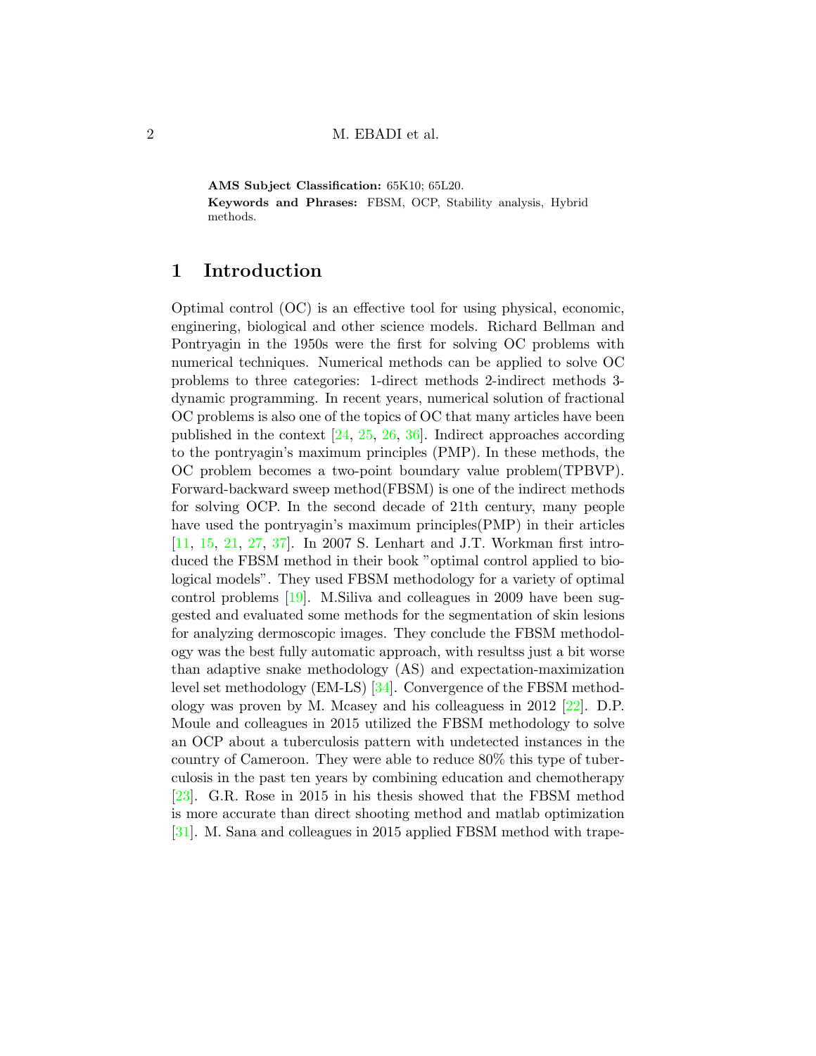**AMS Subject Classification:** 65K10; 65L20.

**Keywords and Phrases:** FBSM, OCP, Stability analysis, Hybrid methods.

## 1 Introduction

Optimal control (OC) is an effective tool for using physical, economic, enginering, biological and other science models. Richard Bellman and Pontryagin in the 1950s were the first for solving OC problems with numerical techniques. Numerical methods can be applied to solve OC problems to three categories: 1-direct methods 2-indirect methods 3-dynamic programming. In recent years, numerical solution of fractional OC problems is also one of the topics of OC that many articles have been published in the context [24, 25, 26, 36]. Indirect approaches according to the pontryagin's maximum principles (PMP). In these methods, the OC problem becomes a two-point boundary value problem(TPBVP). Forward-backward sweep method(FBSM) is one of the indirect methods for solving OCP. In the second decade of 21th century, many people have used the pontryagin's maximum principles(PMP) in their articles [11, 15, 21, 27, 37]. In 2007 S. Lenhart and J.T. Workman first introduced the FBSM method in their book "optimal control applied to biological models". They used FBSM methodology for a variety of optimal control problems [19]. M.Siliva and colleagues in 2009 have been suggested and evaluated some methods for the segmentation of skin lesions for analyzing dermoscopic images. They conclude the FBSM methodology was the best fully automatic approach, with resultss just a bit worse than adaptive snake methodology (AS) and expectation-maximization level set methodology (EM-LS) [34]. Convergence of the FBSM methodology was proven by M. Mcasey and his colleaguess in 2012 [22]. D.P. Moule and colleagues in 2015 utilized the FBSM methodology to solve an OCP about a tuberculosis pattern with undetected instances in the country of Cameroon. They were able to reduce 80% this type of tuberculosis in the past ten years by combining education and chemotherapy [23]. G.R. Rose in 2015 in his thesis showed that the FBSM method is more accurate than direct shooting method and matlab optimization [31]. M. Sana and colleagues in 2015 applied FBSM method with trape-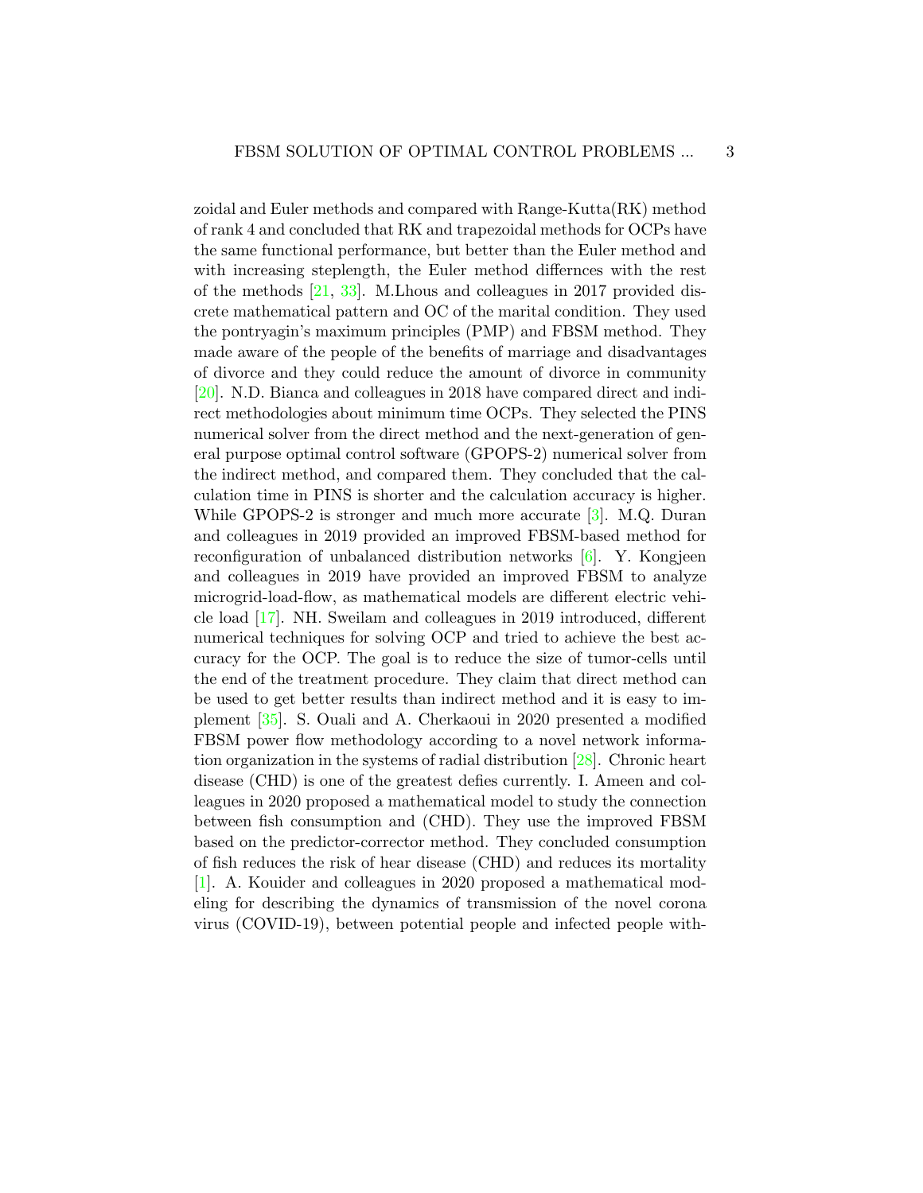zoidal and Euler methods and compared with Range-Kutta(RK) method of rank 4 and concluded that RK and trapezoidal methods for OCPs have the same functional performance, but better than the Euler method and with increasing steplength, the Euler method differnces with the rest of the methods [21, 33]. M.Lhous and colleagues in 2017 provided discrete mathematical pattern and OC of the marital condition. They used the pontryagin's maximum principles (PMP) and FBSM method. They made aware of the people of the benefits of marriage and disadvantages of divorce and they could reduce the amount of divorce in community [20]. N.D. Bianca and colleagues in 2018 have compared direct and indirect methodologies about minimum time OCPs. They selected the PINS numerical solver from the direct method and the next-generation of general purpose optimal control software (GPOPS-2) numerical solver from the indirect method, and compared them. They concluded that the calculation time in PINS is shorter and the calculation accuracy is higher. While GPOPS-2 is stronger and much more accurate [3]. M.Q. Duran and colleagues in 2019 provided an improved FBSM-based method for reconfiguration of unbalanced distribution networks [6]. Y. Kongjeen and colleagues in 2019 have provided an improved FBSM to analyze microgrid-load-flow, as mathematical models are different electric vehicle load [17]. NH. Sweilam and colleagues in 2019 introduced, different numerical techniques for solving OCP and tried to achieve the best accuracy for the OCP. The goal is to reduce the size of tumor-cells until the end of the treatment procedure. They claim that direct method can be used to get better results than indirect method and it is easy to implement [35]. S. Ouali and A. Cherkaoui in 2020 presented a modified FBSM power flow methodology according to a novel network information organization in the systems of radial distribution [28]. Chronic heart disease (CHD) is one of the greatest defies currently. I. Ameen and colleagues in 2020 proposed a mathematical model to study the connection between fish consumption and (CHD). They use the improved FBSM based on the predictor-corrector method. They concluded consumption of fish reduces the risk of hear disease (CHD) and reduces its mortality [1]. A. Kouider and colleagues in 2020 proposed a mathematical modeling for describing the dynamics of transmission of the novel corona virus (COVID-19), between potential people and infected people with-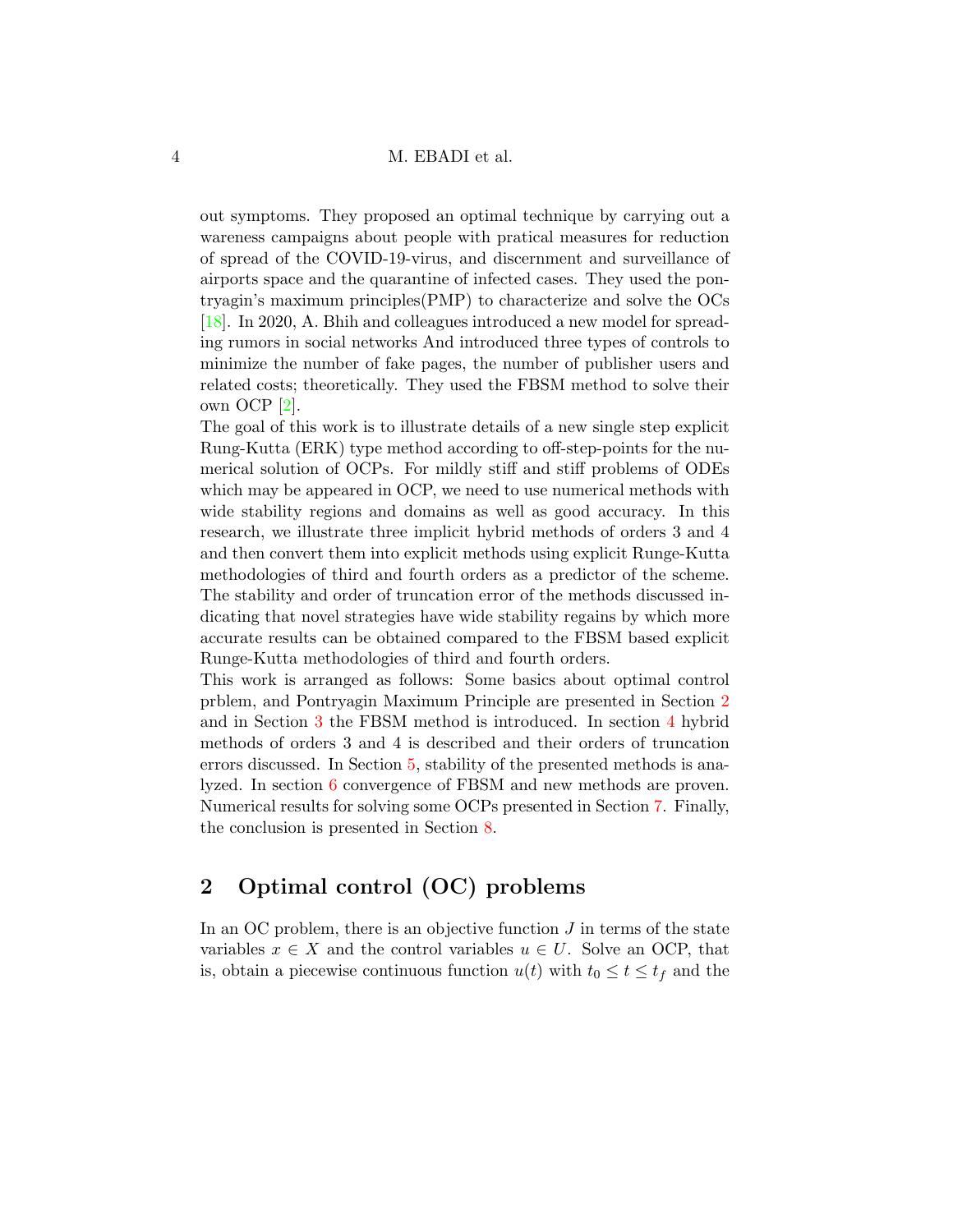out symptoms. They proposed an optimal technique by carrying out a wareness campaigns about people with pratical measures for reduction of spread of the COVID-19-virus, and discernment and surveillance of airports space and the quarantine of infected cases. They used the pontryagin's maximum principles(PMP) to characterize and solve the OCs [18]. In 2020, A. Bhih and colleagues introduced a new model for spreading rumors in social networks And introduced three types of controls to minimize the number of fake pages, the number of publisher users and related costs; theoretically. They used the FBSM method to solve their own OCP [2].

The goal of this work is to illustrate details of a new single step explicit Rung-Kutta (ERK) type method according to off-step-points for the numerical solution of OCPs. For mildly stiff and stiff problems of ODEs which may be appeared in OCP, we need to use numerical methods with wide stability regions and domains as well as good accuracy. In this research, we illustrate three implicit hybrid methods of orders 3 and 4 and then convert them into explicit methods using explicit Runge-Kutta methodologies of third and fourth orders as a predictor of the scheme. The stability and order of truncation error of the methods discussed indicating that novel strategies have wide stability regains by which more accurate results can be obtained compared to the FBSM based explicit Runge-Kutta methodologies of third and fourth orders.

This work is arranged as follows: Some basics about optimal control prblem, and Pontryagin Maximum Principle are presented in Section 2 and in Section 3 the FBSM method is introduced. In section 4 hybrid methods of orders 3 and 4 is described and their orders of truncation errors discussed. In Section 5, stability of the presented methods is analyzed. In section 6 convergence of FBSM and new methods are proven. Numerical results for solving some OCPs presented in Section 7. Finally, the conclusion is presented in Section 8.

## 2 Optimal control (OC) problems

In an OC problem, there is an objective function $J$ in terms of the state variables $x \in X$ and the control variables $u \in U$. Solve an OCP, that is, obtain a piecewise continuous function $u(t)$ with $t_0 \leq t \leq t_f$ and the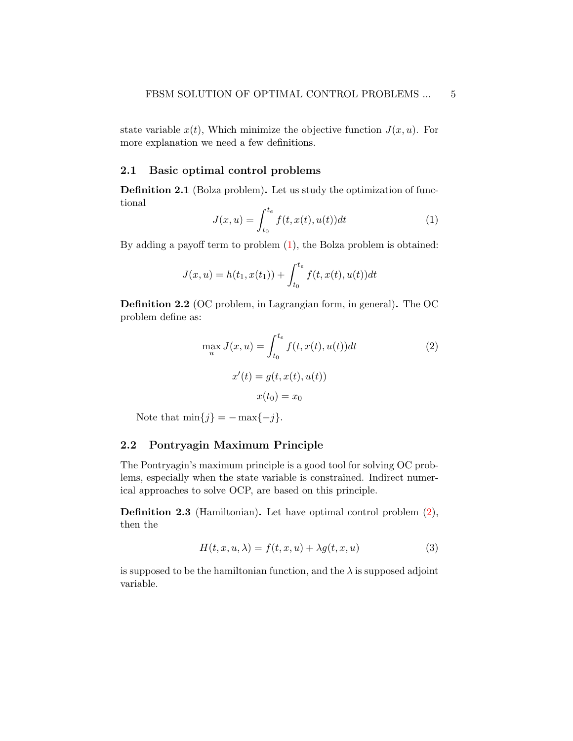state variable $x(t)$, Which minimize the objective function $J(x, u)$. For more explanation we need a few definitions.

## 2.1 Basic optimal control problems

**Definition 2.1** (Bolza problem)**.** Let us study the optimization of functional

$$J(x, u) = \int_{t_0}^{t_e} f(t, x(t), u(t))dt \tag{1}$$

By adding a payoff term to problem (1), the Bolza problem is obtained:

$$J(x, u) = h(t_1, x(t_1)) + \int_{t_0}^{t_e} f(t, x(t), u(t))dt$$

**Definition 2.2** (OC problem, in Lagrangian form, in general)**.** The OC problem define as:

$$\max_u J(x, u) = \int_{t_0}^{t_e} f(t, x(t), u(t))dt \tag{2}$$

$$x'(t) = g(t, x(t), u(t))$$

$$x(t_0) = x_0$$

Note that $\min\{j\} = -\max\{-j\}$.

## 2.2 Pontryagin Maximum Principle

The Pontryagin's maximum principle is a good tool for solving OC problems, especially when the state variable is constrained. Indirect numerical approaches to solve OCP, are based on this principle.

**Definition 2.3** (Hamiltonian)**.** Let have optimal control problem (2), then the

$$H(t, x, u, \lambda) = f(t, x, u) + \lambda g(t, x, u) \tag{3}$$

is supposed to be the hamiltonian function, and the $\lambda$ is supposed adjoint variable.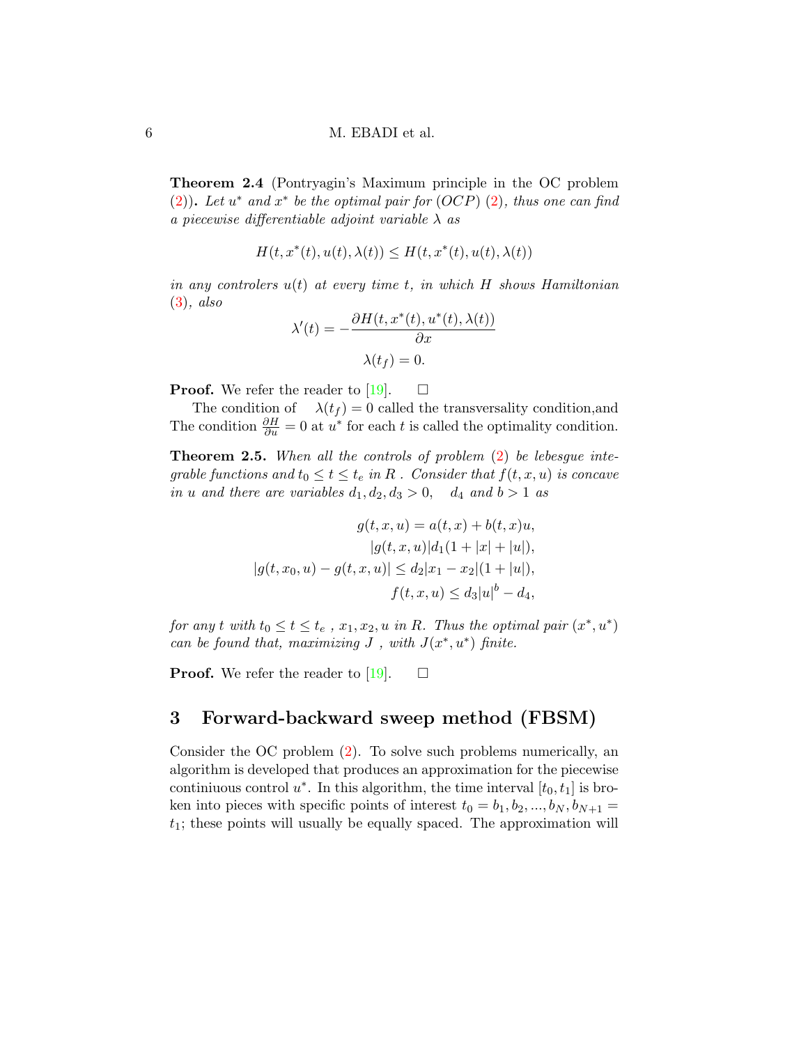**Theorem 2.4** (Pontryagin's Maximum principle in the OC problem (2))**.** *Let $u^*$ and $x^*$ be the optimal pair for $(OCP)$ (2), thus one can find a piecewise differentiable adjoint variable $\lambda$ as*

$$H(t, x^*(t), u(t), \lambda(t)) \leq H(t, x^*(t), u(t), \lambda(t))$$

*in any controlers $u(t)$ at every time $t$, in which $H$ shows Hamiltonian (3), also*

$$\lambda'(t) = -\frac{\partial H(t, x^*(t), u^*(t), \lambda(t))}{\partial x}$$

$$\lambda(t_f) = 0.$$

**Proof.** We refer the reader to [19]. □

The condition of $\lambda(t_f) = 0$ called the transversality condition,and The condition $\frac{\partial H}{\partial u} = 0$ at $u^*$ for each $t$ is called the optimality condition.

**Theorem 2.5.** *When all the controls of problem (2) be lebesgue integrable functions and $t_0 \leq t \leq t_e$ in $R$ . Consider that $f(t, x, u)$ is concave in $u$ and there are variables $d_1, d_2, d_3 > 0$, $d_4$ and $b > 1$ as*

$$g(t, x, u) = a(t, x) + b(t, x)u,$$

$$|g(t, x, u)| d_1(1 + |x| + |u|),$$

$$|g(t, x_0, u) - g(t, x, u)| \leq d_2|x_1 - x_2|(1 + |u|),$$

$$f(t, x, u) \leq d_3|u|^b - d_4,$$

*for any $t$ with $t_0 \leq t \leq t_e$ , $x_1, x_2, u$ in $R$. Thus the optimal pair $(x^*, u^*)$ can be found that, maximizing $J$ , with $J(x^*, u^*)$ finite.*

**Proof.** We refer the reader to [19]. □

## 3 Forward-backward sweep method (FBSM)

Consider the OC problem (2). To solve such problems numerically, an algorithm is developed that produces an approximation for the piecewise continiuous control $u^*$. In this algorithm, the time interval $[t_0, t_1]$ is broken into pieces with specific points of interest $t_0 = b_1, b_2, ..., b_N, b_{N+1} = t_1$; these points will usually be equally spaced. The approximation will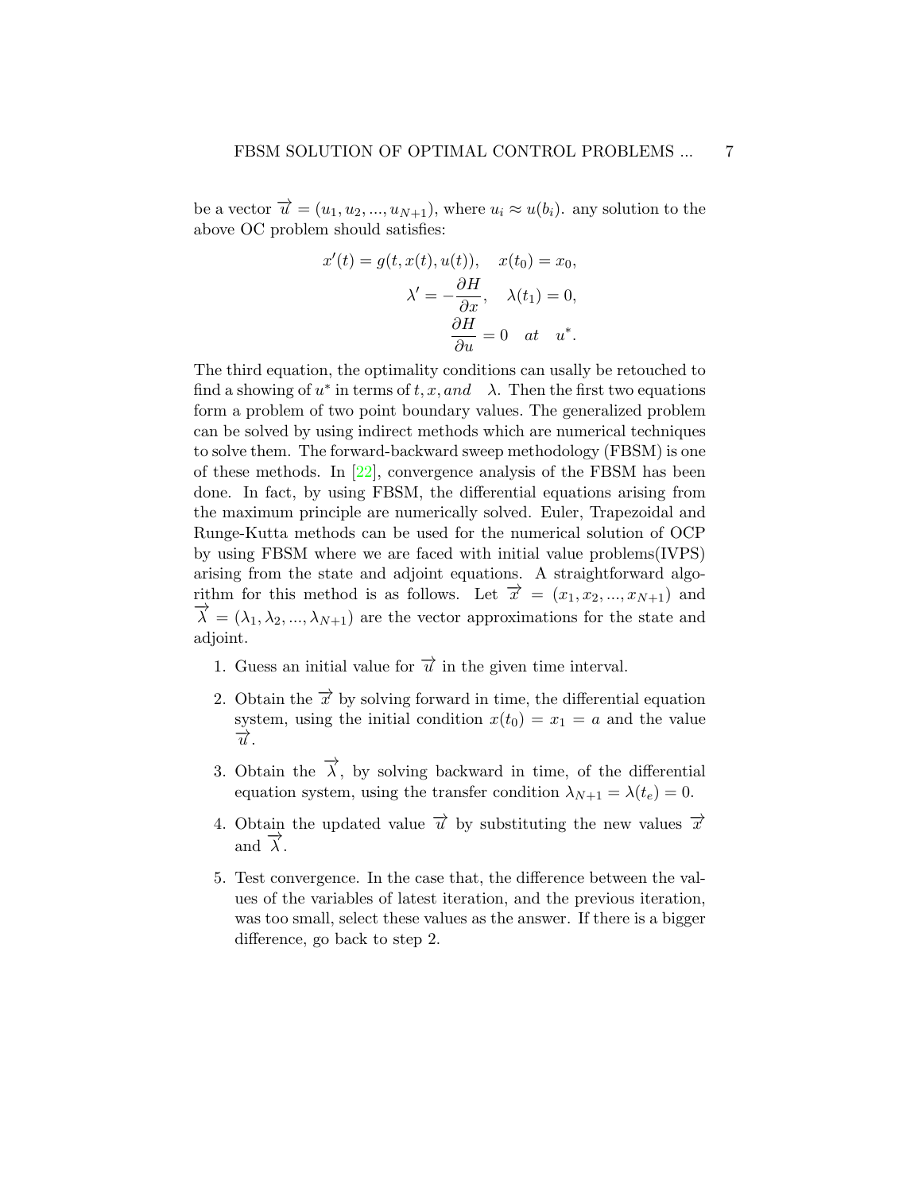be a vector $\overrightarrow{u} = (u_1, u_2, ..., u_{N+1})$, where $u_i \approx u(b_i)$. any solution to the above OC problem should satisfies:

$$
\begin{aligned}
x'(t) = g(t, x(t), u(t)), \quad x(t_0) = x_0, \\
\lambda' = -\frac{\partial H}{\partial x}, \quad \lambda(t_1) = 0, \\
\frac{\partial H}{\partial u} = 0 \quad at \quad u^*.
\end{aligned}
$$

The third equation, the optimality conditions can usally be retouched to find a showing of $u^*$ in terms of $t, x, and \quad \lambda$. Then the first two equations form a problem of two point boundary values. The generalized problem can be solved by using indirect methods which are numerical techniques to solve them. The forward-backward sweep methodology (FBSM) is one of these methods. In [22], convergence analysis of the FBSM has been done. In fact, by using FBSM, the differential equations arising from the maximum principle are numerically solved. Euler, Trapezoidal and Runge-Kutta methods can be used for the numerical solution of OCP by using FBSM where we are faced with initial value problems(IVPS) arising from the state and adjoint equations. A straightforward algorithm for this method is as follows. Let $\overrightarrow{x} = (x_1, x_2, ..., x_{N+1})$ and $\overrightarrow{\lambda} = (\lambda_1, \lambda_2, ..., \lambda_{N+1})$ are the vector approximations for the state and adjoint.

1. Guess an initial value for $\overrightarrow{u}$ in the given time interval.
2. Obtain the $\overrightarrow{x}$ by solving forward in time, the differential equation system, using the initial condition $x(t_0) = x_1 = a$ and the value $\overrightarrow{u}$.
3. Obtain the $\overrightarrow{\lambda}$, by solving backward in time, of the differential equation system, using the transfer condition $\lambda_{N+1} = \lambda(t_e) = 0$.
4. Obtain the updated value $\overrightarrow{u}$ by substituting the new values $\overrightarrow{x}$ and $\overrightarrow{\lambda}$.
5. Test convergence. In the case that, the difference between the values of the variables of latest iteration, and the previous iteration, was too small, select these values as the answer. If there is a bigger difference, go back to step 2.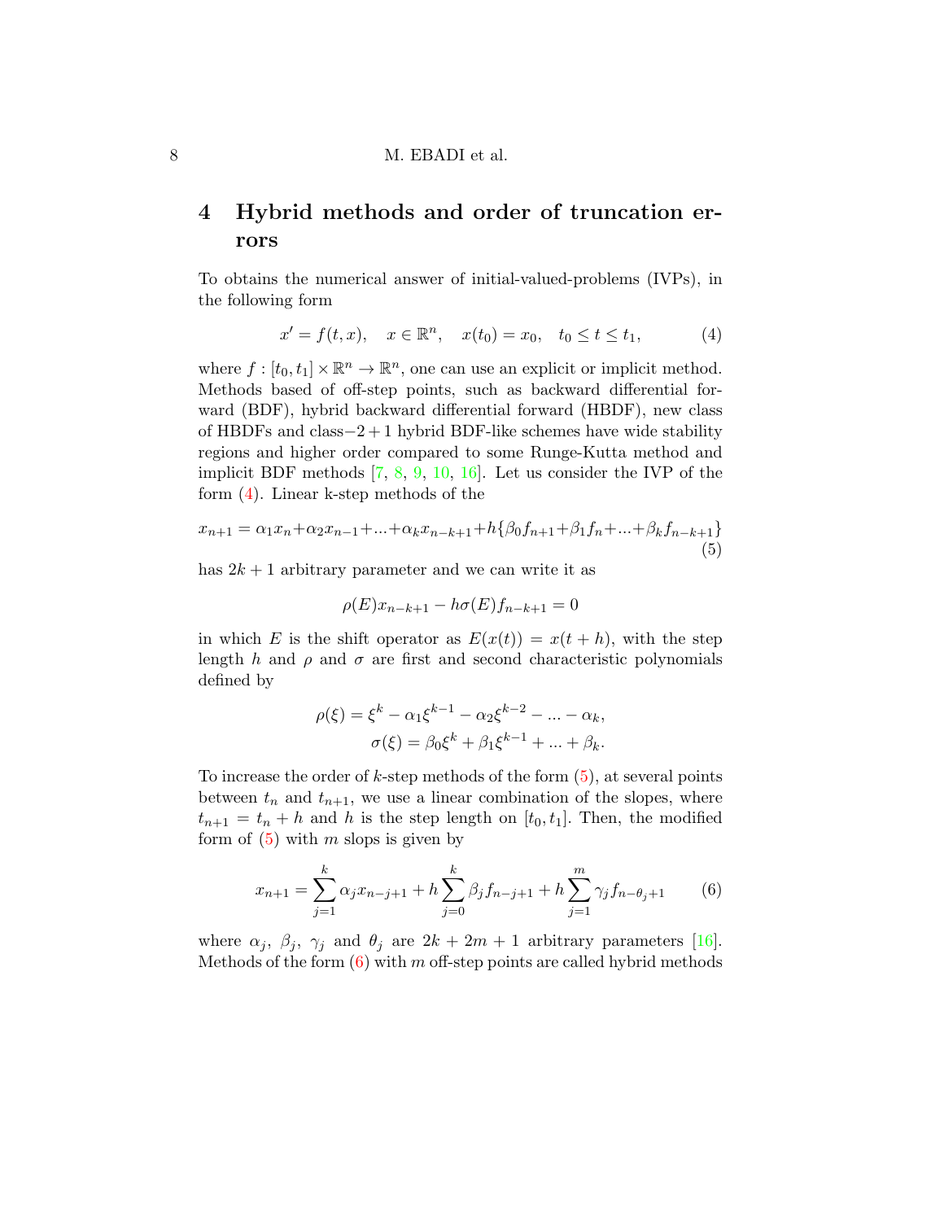## 4 Hybrid methods and order of truncation errors

To obtains the numerical answer of initial-valued-problems (IVPs), in the following form

$$x' = f(t, x), \quad x \in \mathbb{R}^n, \quad x(t_0) = x_0, \quad t_0 \leq t \leq t_1, \tag{4}$$

where $f : [t_0, t_1] \times \mathbb{R}^n \to \mathbb{R}^n$, one can use an explicit or implicit method. Methods based of off-step points, such as backward differential forward (BDF), hybrid backward differential forward (HBDF), new class of HBDFs and class$-2+1$ hybrid BDF-like schemes have wide stability regions and higher order compared to some Runge-Kutta method and implicit BDF methods [7, 8, 9, 10, 16]. Let us consider the IVP of the form (4). Linear k-step methods of the

$$x_{n+1} = \alpha_1 x_n + \alpha_2 x_{n-1} + ... + \alpha_k x_{n-k+1} + h\{\beta_0 f_{n+1} + \beta_1 f_n + ... + \beta_k f_{n-k+1}\} \tag{5}$$

has $2k+1$ arbitrary parameter and we can write it as

$$\rho(E)x_{n-k+1} - h\sigma(E)f_{n-k+1} = 0$$

in which $E$ is the shift operator as $E(x(t)) = x(t+h)$, with the step length $h$ and $\rho$ and $\sigma$ are first and second characteristic polynomials defined by

$$\begin{aligned} \rho(\xi) &= \xi^k - \alpha_1 \xi^{k-1} - \alpha_2 \xi^{k-2} - ... - \alpha_k, \\ \sigma(\xi) &= \beta_0 \xi^k + \beta_1 \xi^{k-1} + ... + \beta_k. \end{aligned}$$

To increase the order of $k$-step methods of the form (5), at several points between $t_n$ and $t_{n+1}$, we use a linear combination of the slopes, where $t_{n+1} = t_n + h$ and $h$ is the step length on $[t_0, t_1]$. Then, the modified form of (5) with $m$ slops is given by

$$x_{n+1} = \sum_{j=1}^{k} \alpha_j x_{n-j+1} + h \sum_{j=0}^{k} \beta_j f_{n-j+1} + h \sum_{j=1}^{m} \gamma_j f_{n-\theta_j+1} \tag{6}$$

where $\alpha_j$, $\beta_j$, $\gamma_j$ and $\theta_j$ are $2k+2m+1$ arbitrary parameters [16]. Methods of the form (6) with $m$ off-step points are called hybrid methods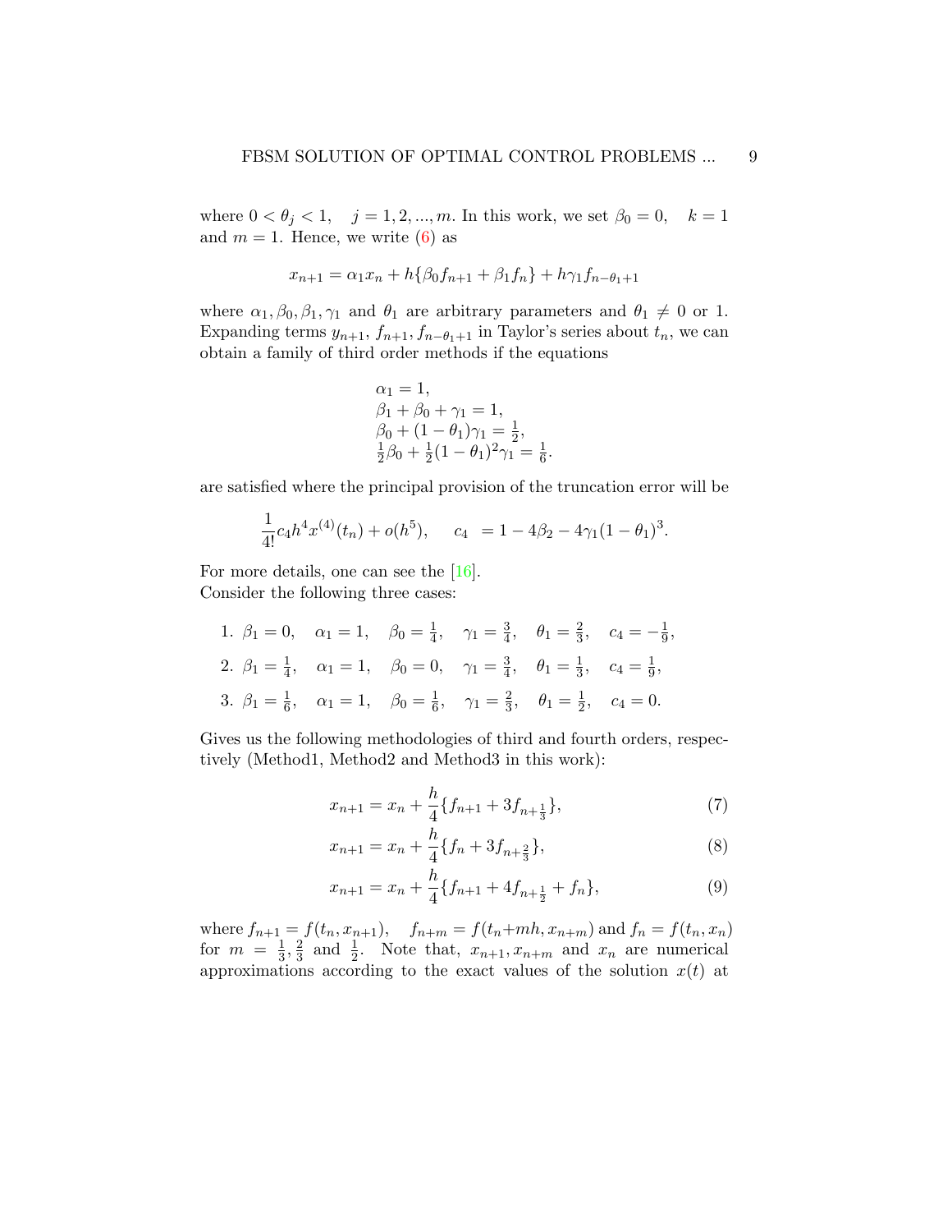where $0 < \theta_j < 1, \quad j = 1, 2, ..., m$. In this work, we set $\beta_0 = 0, \quad k = 1$ and $m = 1$. Hence, we write (6) as

$$x_{n+1} = \alpha_1 x_n + h\{\beta_0 f_{n+1} + \beta_1 f_n\} + h\gamma_1 f_{n-\theta_1+1}$$

where $\alpha_1, \beta_0, \beta_1, \gamma_1$ and $\theta_1$ are arbitrary parameters and $\theta_1 \neq 0$ or 1. Expanding terms $y_{n+1}$, $f_{n+1}, f_{n-\theta_1+1}$ in Taylor's series about $t_n$, we can obtain a family of third order methods if the equations

$$\begin{aligned}
&\alpha_1 = 1, \\
&\beta_1 + \beta_0 + \gamma_1 = 1, \\
&\beta_0 + (1-\theta_1)\gamma_1 = \tfrac{1}{2}, \\
&\tfrac{1}{2}\beta_0 + \tfrac{1}{2}(1-\theta_1)^2\gamma_1 = \tfrac{1}{6}.
\end{aligned}$$

are satisfied where the principal provision of the truncation error will be

$$\frac{1}{4!} c_4 h^4 x^{(4)}(t_n) + o(h^5), \qquad c_4 \ = 1 - 4\beta_2 - 4\gamma_1(1-\theta_1)^3.$$

For more details, one can see the [16].
Consider the following three cases:

1. $\beta_1 = 0, \quad \alpha_1 = 1, \quad \beta_0 = \frac{1}{4}, \quad \gamma_1 = \frac{3}{4}, \quad \theta_1 = \frac{2}{3}, \quad c_4 = -\frac{1}{9},$
2. $\beta_1 = \frac{1}{4}, \quad \alpha_1 = 1, \quad \beta_0 = 0, \quad \gamma_1 = \frac{3}{4}, \quad \theta_1 = \frac{1}{3}, \quad c_4 = \frac{1}{9},$
3. $\beta_1 = \frac{1}{6}, \quad \alpha_1 = 1, \quad \beta_0 = \frac{1}{6}, \quad \gamma_1 = \frac{2}{3}, \quad \theta_1 = \frac{1}{2}, \quad c_4 = 0.$

Gives us the following methodologies of third and fourth orders, respectively (Method1, Method2 and Method3 in this work):

$$x_{n+1} = x_n + \frac{h}{4}\{f_{n+1} + 3f_{n+\frac{1}{3}}\}, \tag{7}$$

$$x_{n+1} = x_n + \frac{h}{4}\{f_n + 3f_{n+\frac{2}{3}}\}, \tag{8}$$

$$x_{n+1} = x_n + \frac{h}{4}\{f_{n+1} + 4f_{n+\frac{1}{2}} + f_n\}, \tag{9}$$

where $f_{n+1} = f(t_n, x_{n+1}), \quad f_{n+m} = f(t_n+mh, x_{n+m})$ and $f_n = f(t_n, x_n)$ for $m = \frac{1}{3}, \frac{2}{3}$ and $\frac{1}{2}$. Note that, $x_{n+1}, x_{n+m}$ and $x_n$ are numerical approximations according to the exact values of the solution $x(t)$ at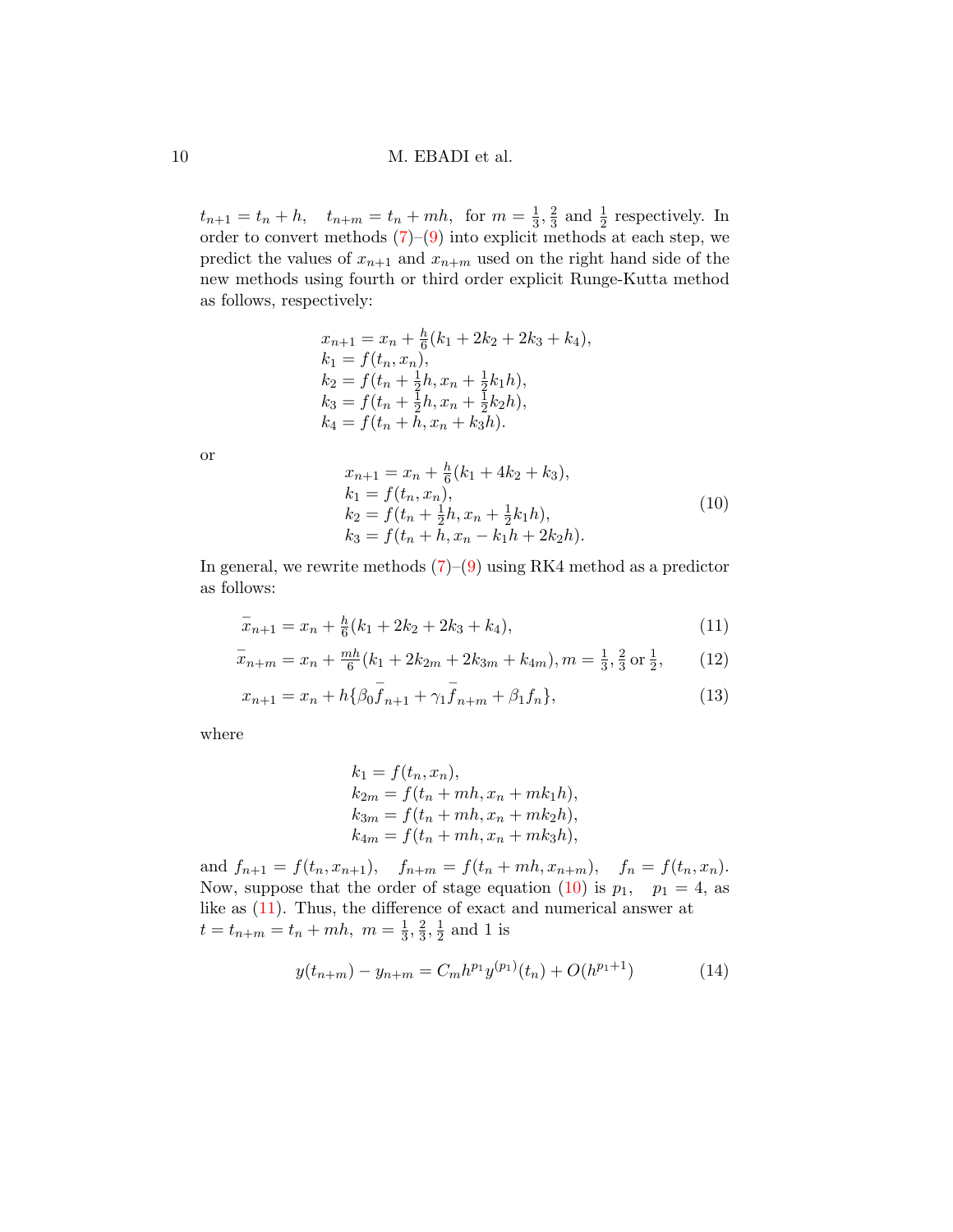$t_{n+1} = t_n + h, \quad t_{n+m} = t_n + mh,$ for $m = \frac{1}{3}, \frac{2}{3}$ and $\frac{1}{2}$ respectively. In order to convert methods (7)–(9) into explicit methods at each step, we predict the values of $x_{n+1}$ and $x_{n+m}$ used on the right hand side of the new methods using fourth or third order explicit Runge-Kutta method as follows, respectively:

$$
\begin{aligned}
&x_{n+1} = x_n + \tfrac{h}{6}(k_1 + 2k_2 + 2k_3 + k_4),\\
&k_1 = f(t_n, x_n),\\
&k_2 = f(t_n + \tfrac{1}{2}h, x_n + \tfrac{1}{2}k_1 h),\\
&k_3 = f(t_n + \tfrac{1}{2}h, x_n + \tfrac{1}{2}k_2 h),\\
&k_4 = f(t_n + h, x_n + k_3 h).
\end{aligned}
$$

or

$$
\begin{aligned}
&x_{n+1} = x_n + \tfrac{h}{6}(k_1 + 4k_2 + k_3),\\
&k_1 = f(t_n, x_n),\\
&k_2 = f(t_n + \tfrac{1}{2}h, x_n + \tfrac{1}{2}k_1 h),\\
&k_3 = f(t_n + h, x_n - k_1 h + 2k_2 h).
\end{aligned} \tag{10}
$$

In general, we rewrite methods (7)–(9) using RK4 method as a predictor as follows:

$$
\bar{x}_{n+1} = x_n + \tfrac{h}{6}(k_1 + 2k_2 + 2k_3 + k_4), \tag{11}
$$

$$
\bar{x}_{n+m} = x_n + \tfrac{mh}{6}(k_1 + 2k_{2m} + 2k_{3m} + k_{4m}), m = \tfrac{1}{3}, \tfrac{2}{3} \text{ or } \tfrac{1}{2}, \tag{12}
$$

$$
x_{n+1} = x_n + h\{\beta_0 \bar{f}_{n+1} + \gamma_1 \bar{f}_{n+m} + \beta_1 f_n\}, \tag{13}
$$

where

$$
\begin{aligned}
&k_1 = f(t_n, x_n),\\
&k_{2m} = f(t_n + mh, x_n + mk_1 h),\\
&k_{3m} = f(t_n + mh, x_n + mk_2 h),\\
&k_{4m} = f(t_n + mh, x_n + mk_3 h),
\end{aligned}
$$

and $f_{n+1} = f(t_n, x_{n+1}), \quad f_{n+m} = f(t_n + mh, x_{n+m}), \quad f_n = f(t_n, x_n)$. Now, suppose that the order of stage equation (10) is $p_1, \quad p_1 = 4$, as like as (11). Thus, the difference of exact and numerical answer at $t = t_{n+m} = t_n + mh, \ m = \frac{1}{3}, \frac{2}{3}, \frac{1}{2}$ and 1 is

$$
y(t_{n+m}) - y_{n+m} = C_m h^{p_1} y^{(p_1)}(t_n) + O(h^{p_1+1}) \tag{14}
$$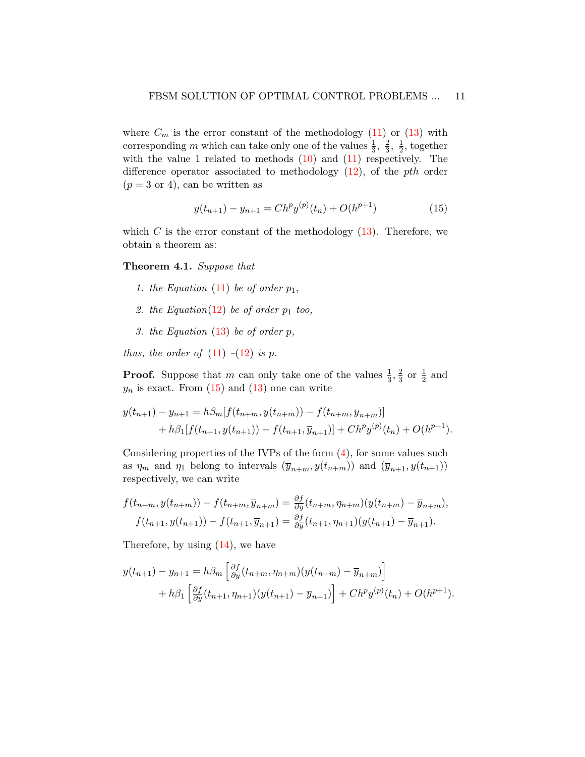where $C_m$ is the error constant of the methodology (11) or (13) with corresponding $m$ which can take only one of the values $\frac{1}{3}$, $\frac{2}{3}$, $\frac{1}{2}$, together with the value 1 related to methods (10) and (11) respectively. The difference operator associated to methodology (12), of the *pth* order ($p = 3$ or 4), can be written as

$$y(t_{n+1}) - y_{n+1} = Ch^p y^{(p)}(t_n) + O(h^{p+1}) \tag{15}$$

which $C$ is the error constant of the methodology (13). Therefore, we obtain a theorem as:

**Theorem 4.1.** *Suppose that*

1. *the Equation (11) be of order $p_1$,*
2. *the Equation(12) be of order $p_1$ too,*
3. *the Equation (13) be of order $p$,*

*thus, the order of (11) –(12) is $p$.*

**Proof.** Suppose that $m$ can only take one of the values $\frac{1}{3}, \frac{2}{3}$ or $\frac{1}{2}$ and $y_n$ is exact. From (15) and (13) one can write

$$\begin{aligned} y(t_{n+1}) - y_{n+1} = {} & h\beta_m [f(t_{n+m}, y(t_{n+m})) - f(t_{n+m}, \overline{y}_{n+m})] \\ & + h\beta_1 [f(t_{n+1}, y(t_{n+1})) - f(t_{n+1}, \overline{y}_{n+1})] + Ch^p y^{(p)}(t_n) + O(h^{p+1}). \end{aligned}$$

Considering properties of the IVPs of the form (4), for some values such as $\eta_m$ and $\eta_1$ belong to intervals $(\overline{y}_{n+m}, y(t_{n+m}))$ and $(\overline{y}_{n+1}, y(t_{n+1}))$ respectively, we can write

$$\begin{aligned} f(t_{n+m}, y(t_{n+m})) - f(t_{n+m}, \overline{y}_{n+m}) &= \tfrac{\partial f}{\partial y}(t_{n+m}, \eta_{n+m})(y(t_{n+m}) - \overline{y}_{n+m}), \\ f(t_{n+1}, y(t_{n+1})) - f(t_{n+1}, \overline{y}_{n+1}) &= \tfrac{\partial f}{\partial y}(t_{n+1}, \eta_{n+1})(y(t_{n+1}) - \overline{y}_{n+1}). \end{aligned}$$

Therefore, by using (14), we have

$$\begin{aligned} y(t_{n+1}) - y_{n+1} = {} & h\beta_m \left[ \tfrac{\partial f}{\partial y}(t_{n+m}, \eta_{n+m})(y(t_{n+m}) - \overline{y}_{n+m}) \right] \\ & + h\beta_1 \left[ \tfrac{\partial f}{\partial y}(t_{n+1}, \eta_{n+1})(y(t_{n+1}) - \overline{y}_{n+1}) \right] + Ch^p y^{(p)}(t_n) + O(h^{p+1}). \end{aligned}$$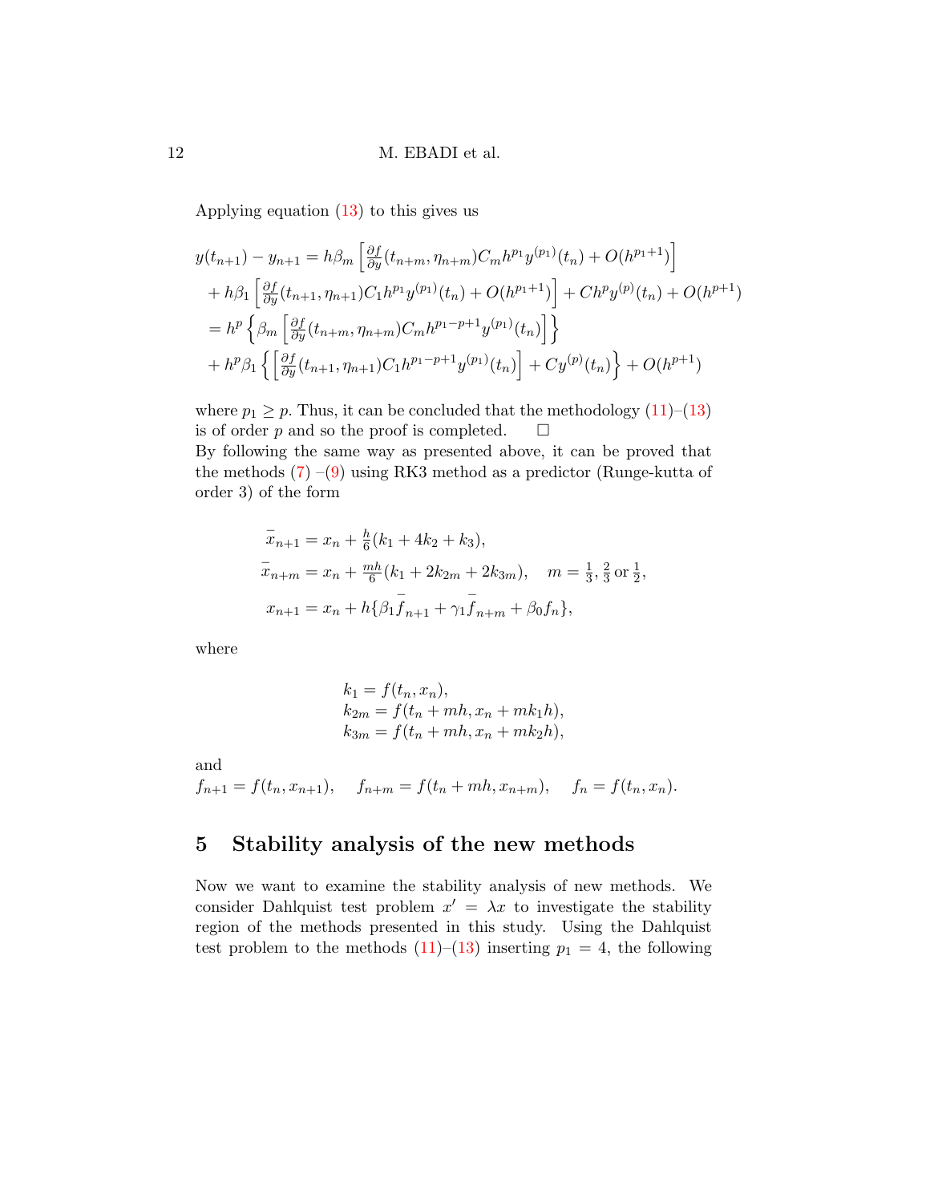Applying equation (13) to this gives us

$$
\begin{aligned}
y(t_{n+1}) - y_{n+1} &= h\beta_m \left[ \tfrac{\partial f}{\partial y}(t_{n+m}, \eta_{n+m}) C_m h^{p_1} y^{(p_1)}(t_n) + O(h^{p_1+1}) \right] \\
&+ h\beta_1 \left[ \tfrac{\partial f}{\partial y}(t_{n+1}, \eta_{n+1}) C_1 h^{p_1} y^{(p_1)}(t_n) + O(h^{p_1+1}) \right] + C h^p y^{(p)}(t_n) + O(h^{p+1}) \\
&= h^p \left\{ \beta_m \left[ \tfrac{\partial f}{\partial y}(t_{n+m}, \eta_{n+m}) C_m h^{p_1-p+1} y^{(p_1)}(t_n) \right] \right\} \\
&+ h^p \beta_1 \left\{ \left[ \tfrac{\partial f}{\partial y}(t_{n+1}, \eta_{n+1}) C_1 h^{p_1-p+1} y^{(p_1)}(t_n) \right] + C y^{(p)}(t_n) \right\} + O(h^{p+1})
\end{aligned}
$$

where $p_1 \geq p$. Thus, it can be concluded that the methodology (11)–(13) is of order $p$ and so the proof is completed. □

By following the same way as presented above, it can be proved that the methods (7) –(9) using RK3 method as a predictor (Runge-kutta of order 3) of the form

$$
\begin{aligned}
\bar{x}_{n+1} &= x_n + \tfrac{h}{6}(k_1 + 4k_2 + k_3), \\
\bar{x}_{n+m} &= x_n + \tfrac{mh}{6}(k_1 + 2k_{2m} + 2k_{3m}), \quad m = \tfrac{1}{3}, \tfrac{2}{3} \text{ or } \tfrac{1}{2}, \\
x_{n+1} &= x_n + h\{\beta_1 \bar{f}_{n+1} + \gamma_1 \bar{f}_{n+m} + \beta_0 f_n\},
\end{aligned}
$$

where

$$
\begin{aligned}
k_1 &= f(t_n, x_n), \\
k_{2m} &= f(t_n + mh, x_n + mk_1 h), \\
k_{3m} &= f(t_n + mh, x_n + mk_2 h),
\end{aligned}
$$

and

$$
f_{n+1} = f(t_n, x_{n+1}), \quad f_{n+m} = f(t_n + mh, x_{n+m}), \quad f_n = f(t_n, x_n).
$$

## 5 Stability analysis of the new methods

Now we want to examine the stability analysis of new methods. We consider Dahlquist test problem $x' = \lambda x$ to investigate the stability region of the methods presented in this study. Using the Dahlquist test problem to the methods (11)–(13) inserting $p_1 = 4$, the following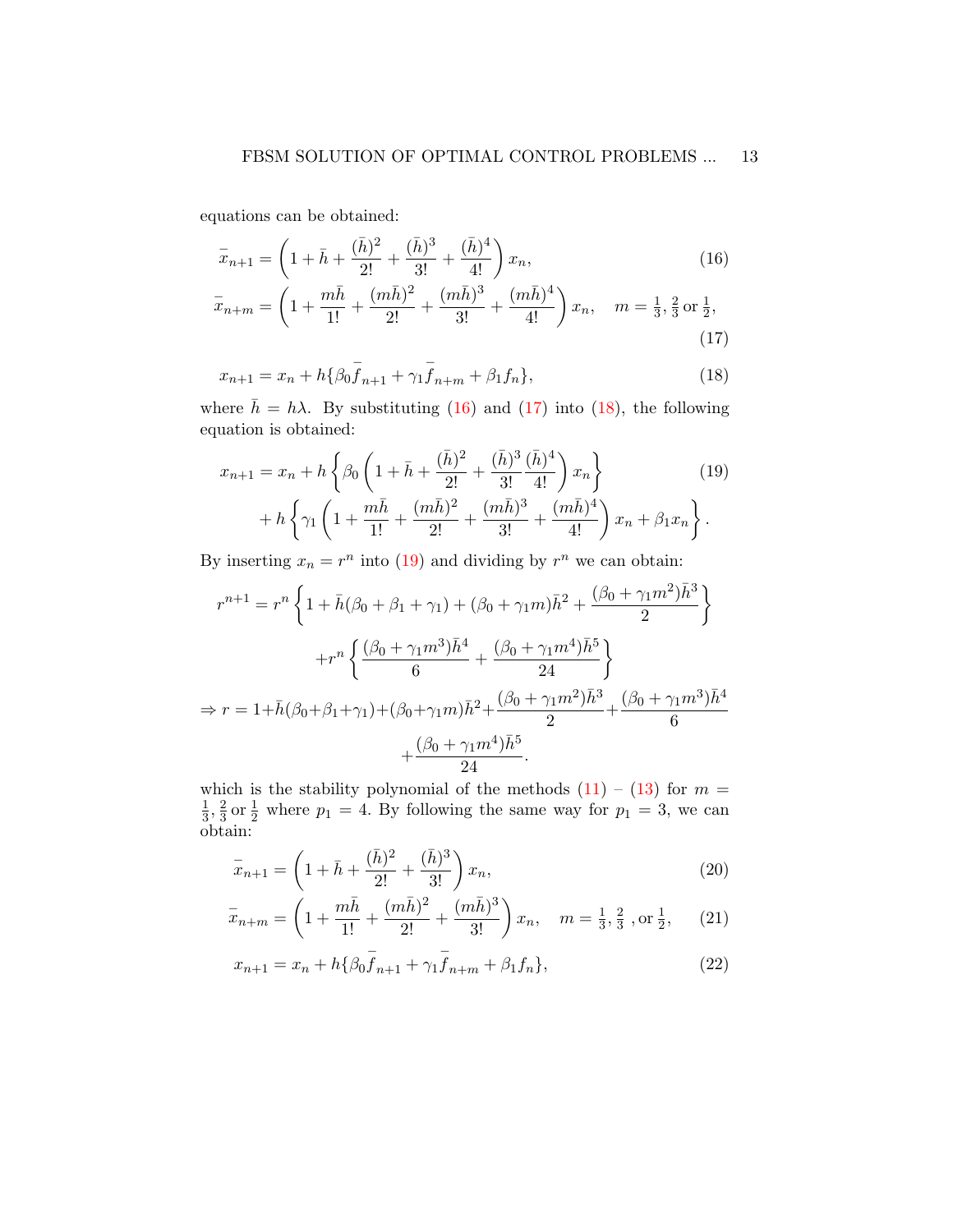equations can be obtained:

$$\bar{x}_{n+1} = \left(1 + \bar{h} + \frac{(\bar{h})^2}{2!} + \frac{(\bar{h})^3}{3!} + \frac{(\bar{h})^4}{4!}\right) x_n, \tag{16}$$

$$\bar{x}_{n+m} = \left(1 + \frac{m\bar{h}}{1!} + \frac{(m\bar{h})^2}{2!} + \frac{(m\bar{h})^3}{3!} + \frac{(m\bar{h})^4}{4!}\right) x_n, \quad m = \tfrac{1}{3}, \tfrac{2}{3} \text{ or } \tfrac{1}{2}, \tag{17}$$

$$x_{n+1} = x_n + h\{\beta_0 \bar{f}_{n+1} + \gamma_1 \bar{f}_{n+m} + \beta_1 f_n\}, \tag{18}$$

where $\bar{h} = h\lambda$. By substituting (16) and (17) into (18), the following equation is obtained:

$$\begin{aligned} x_{n+1} = x_n + h\left\{\beta_0 \left(1 + \bar{h} + \frac{(\bar{h})^2}{2!} + \frac{(\bar{h})^3}{3!}\frac{(\bar{h})^4}{4!}\right) x_n\right\} \\ + h\left\{\gamma_1 \left(1 + \frac{m\bar{h}}{1!} + \frac{(m\bar{h})^2}{2!} + \frac{(m\bar{h})^3}{3!} + \frac{(m\bar{h})^4}{4!}\right) x_n + \beta_1 x_n\right\}. \end{aligned} \tag{19}$$

By inserting $x_n = r^n$ into (19) and dividing by $r^n$ we can obtain:

$$\begin{aligned} r^{n+1} &= r^n \left\{1 + \bar{h}(\beta_0 + \beta_1 + \gamma_1) + (\beta_0 + \gamma_1 m)\bar{h}^2 + \frac{(\beta_0 + \gamma_1 m^2)\bar{h}^3}{2}\right\} \\ &\quad + r^n \left\{\frac{(\beta_0 + \gamma_1 m^3)\bar{h}^4}{6} + \frac{(\beta_0 + \gamma_1 m^4)\bar{h}^5}{24}\right\} \\ \Rightarrow r &= 1 + \bar{h}(\beta_0 + \beta_1 + \gamma_1) + (\beta_0 + \gamma_1 m)\bar{h}^2 + \frac{(\beta_0 + \gamma_1 m^2)\bar{h}^3}{2} + \frac{(\beta_0 + \gamma_1 m^3)\bar{h}^4}{6} \\ &\quad + \frac{(\beta_0 + \gamma_1 m^4)\bar{h}^5}{24}. \end{aligned}$$

which is the stability polynomial of the methods (11) – (13) for $m = \frac{1}{3}, \frac{2}{3}$ or $\frac{1}{2}$ where $p_1 = 4$. By following the same way for $p_1 = 3$, we can obtain:

$$\bar{x}_{n+1} = \left(1 + \bar{h} + \frac{(\bar{h})^2}{2!} + \frac{(\bar{h})^3}{3!}\right) x_n, \tag{20}$$

$$\bar{x}_{n+m} = \left(1 + \frac{m\bar{h}}{1!} + \frac{(m\bar{h})^2}{2!} + \frac{(m\bar{h})^3}{3!}\right) x_n, \quad m = \tfrac{1}{3}, \tfrac{2}{3} \text{ , or } \tfrac{1}{2}, \tag{21}$$

$$x_{n+1} = x_n + h\{\beta_0 \bar{f}_{n+1} + \gamma_1 \bar{f}_{n+m} + \beta_1 f_n\}, \tag{22}$$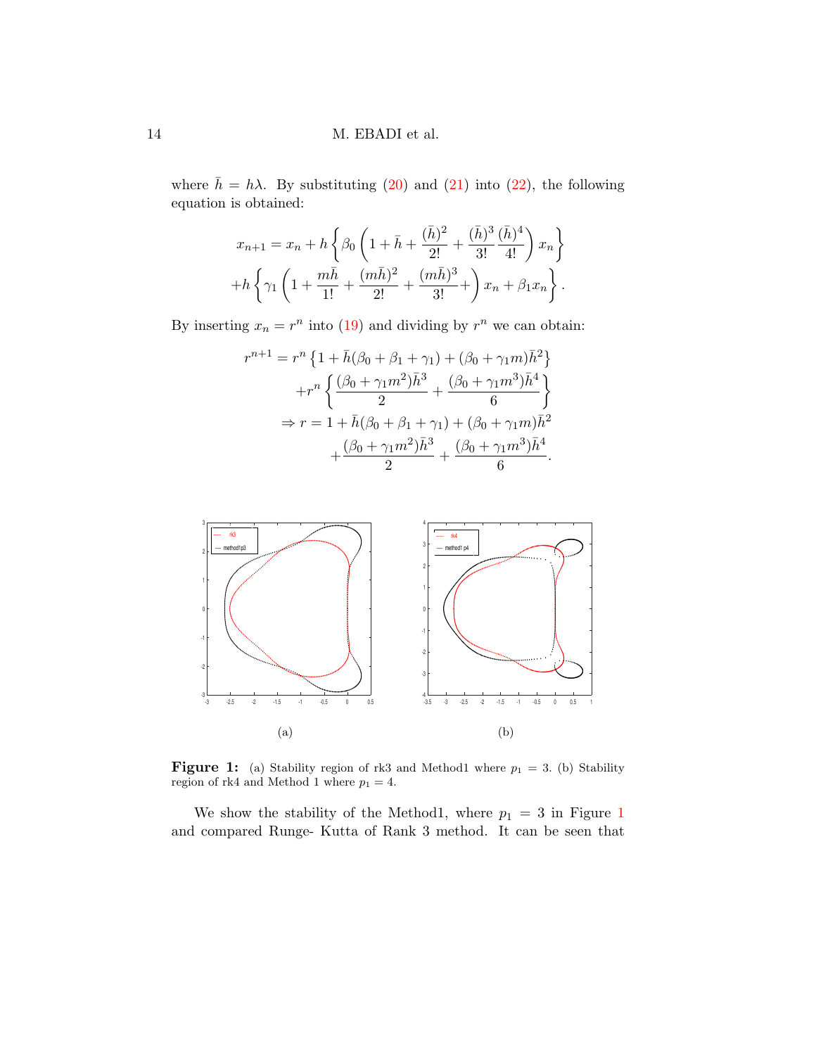where $\bar{h} = h\lambda$. By substituting (20) and (21) into (22), the following equation is obtained:

$$x_{n+1} = x_n + h\left\{\beta_0\left(1 + \bar{h} + \frac{(\bar{h})^2}{2!} + \frac{(\bar{h})^3}{3!}\frac{(\bar{h})^4}{4!}\right)x_n\right\}$$
$$+h\left\{\gamma_1\left(1 + \frac{m\bar{h}}{1!} + \frac{(m\bar{h})^2}{2!} + \frac{(m\bar{h})^3}{3!} +\right)x_n + \beta_1 x_n\right\}.$$

By inserting $x_n = r^n$ into (19) and dividing by $r^n$ we can obtain:

$$r^{n+1} = r^n\left\{1 + \bar{h}(\beta_0 + \beta_1 + \gamma_1) + (\beta_0 + \gamma_1 m)\bar{h}^2\right\}$$
$$+r^n\left\{\frac{(\beta_0 + \gamma_1 m^2)\bar{h}^3}{2} + \frac{(\beta_0 + \gamma_1 m^3)\bar{h}^4}{6}\right\}$$
$$\Rightarrow r = 1 + \bar{h}(\beta_0 + \beta_1 + \gamma_1) + (\beta_0 + \gamma_1 m)\bar{h}^2$$
$$+\frac{(\beta_0 + \gamma_1 m^2)\bar{h}^3}{2} + \frac{(\beta_0 + \gamma_1 m^3)\bar{h}^4}{6}.$$

(a) (b)

**Figure 1:** (a) Stability region of rk3 and Method1 where $p_1 = 3$. (b) Stability region of rk4 and Method 1 where $p_1 = 4$.

We show the stability of the Method1, where $p_1 = 3$ in Figure 1 and compared Runge- Kutta of Rank 3 method. It can be seen that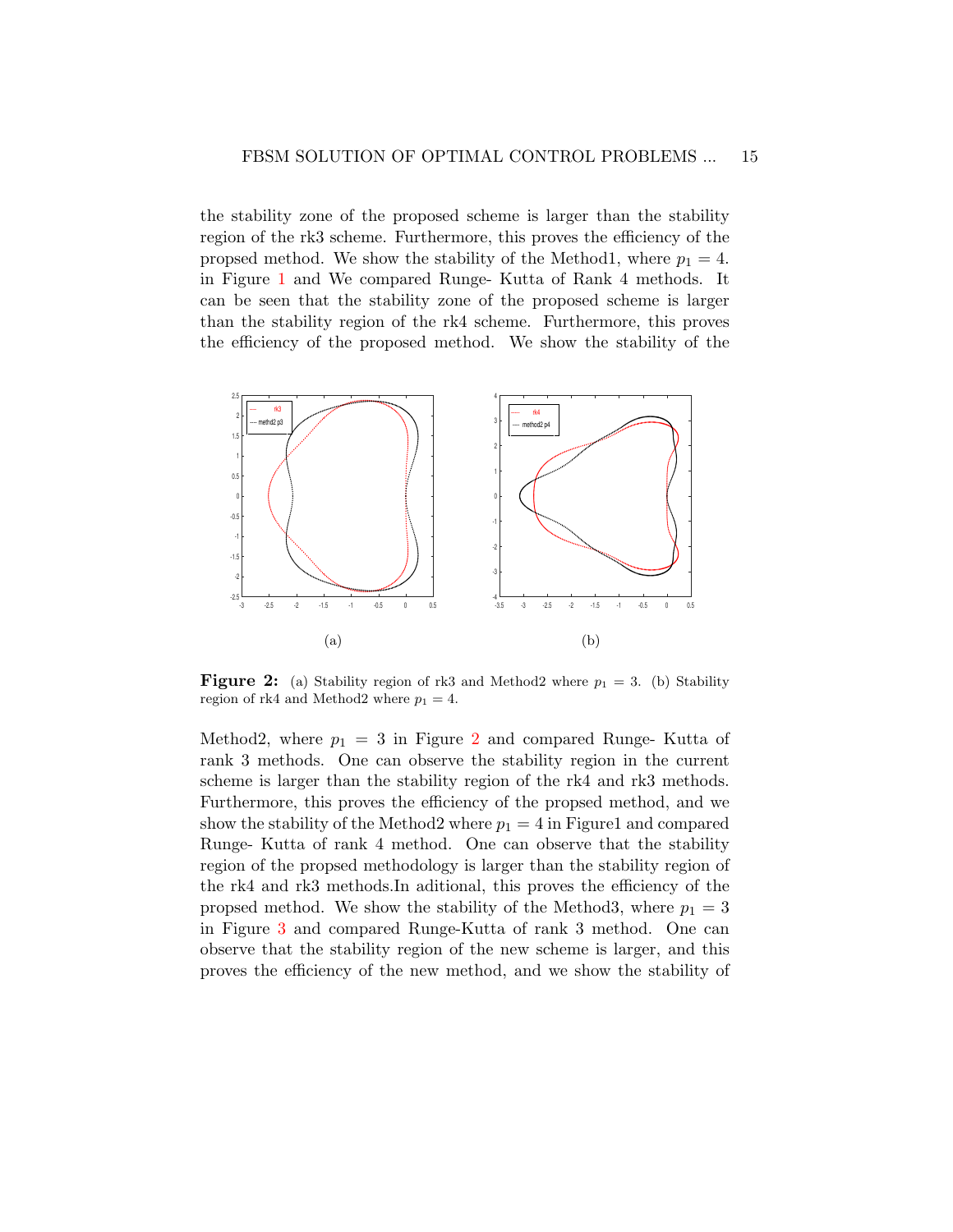the stability zone of the proposed scheme is larger than the stability region of the rk3 scheme. Furthermore, this proves the efficiency of the propsed method. We show the stability of the Method1, where $p_1 = 4$. in Figure 1 and We compared Runge- Kutta of Rank 4 methods. It can be seen that the stability zone of the proposed scheme is larger than the stability region of the rk4 scheme. Furthermore, this proves the efficiency of the proposed method. We show the stability of the

(a)

(b)

**Figure 2:** (a) Stability region of rk3 and Method2 where $p_1 = 3$. (b) Stability region of rk4 and Method2 where $p_1 = 4$.

Method2, where $p_1 = 3$ in Figure 2 and compared Runge- Kutta of rank 3 methods. One can observe the stability region in the current scheme is larger than the stability region of the rk4 and rk3 methods. Furthermore, this proves the efficiency of the propsed method, and we show the stability of the Method2 where $p_1 = 4$ in Figure1 and compared Runge- Kutta of rank 4 method. One can observe that the stability region of the propsed methodology is larger than the stability region of the rk4 and rk3 methods.In aditional, this proves the efficiency of the propsed method. We show the stability of the Method3, where $p_1 = 3$ in Figure 3 and compared Runge-Kutta of rank 3 method. One can observe that the stability region of the new scheme is larger, and this proves the efficiency of the new method, and we show the stability of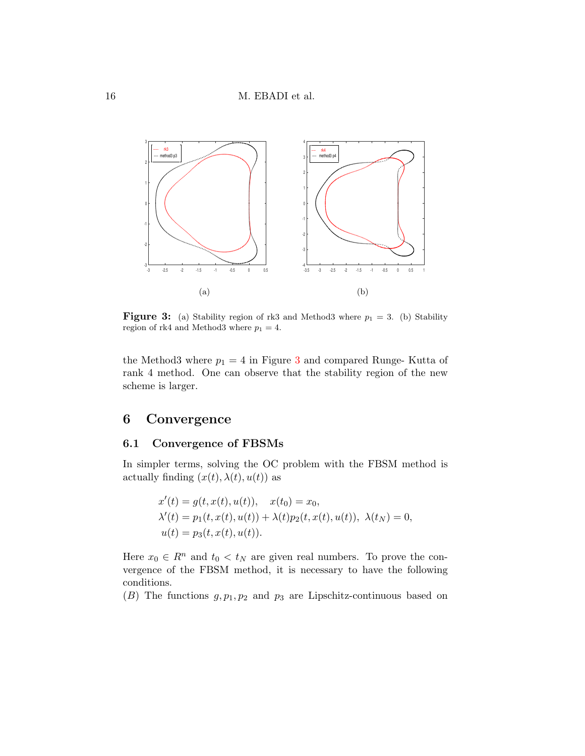(a)

(b)

**Figure 3:** (a) Stability region of rk3 and Method3 where $p_1 = 3$. (b) Stability region of rk4 and Method3 where $p_1 = 4$.

the Method3 where $p_1 = 4$ in Figure 3 and compared Runge- Kutta of rank 4 method. One can observe that the stability region of the new scheme is larger.

## 6 Convergence

### 6.1 Convergence of FBSMs

In simpler terms, solving the OC problem with the FBSM method is actually finding $(x(t), \lambda(t), u(t))$ as

$$
\begin{aligned}
&x'(t) = g(t, x(t), u(t)), \quad x(t_0) = x_0, \\
&\lambda'(t) = p_1(t, x(t), u(t)) + \lambda(t)p_2(t, x(t), u(t)), \ \lambda(t_N) = 0, \\
&u(t) = p_3(t, x(t), u(t)).
\end{aligned}
$$

Here $x_0 \in R^n$ and $t_0 < t_N$ are given real numbers. To prove the convergence of the FBSM method, it is necessary to have the following conditions.

$(B)$ The functions $g, p_1, p_2$ and $p_3$ are Lipschitz-continuous based on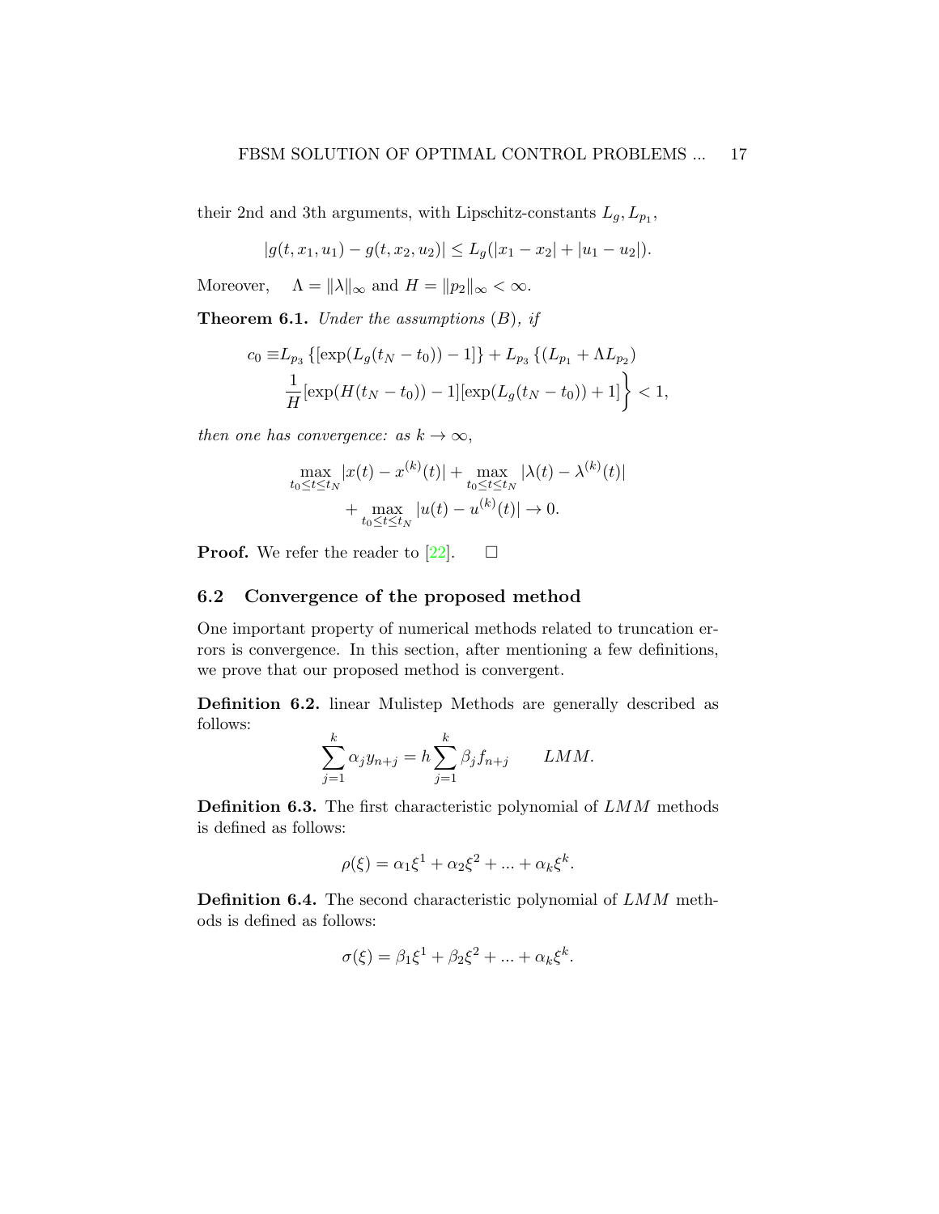their 2nd and 3th arguments, with Lipschitz-constants $L_g, L_{p_1}$,

$$|g(t, x_1, u_1) - g(t, x_2, u_2)| \leq L_g(|x_1 - x_2| + |u_1 - u_2|).$$

Moreover, $\quad \Lambda = \|\lambda\|_\infty$ and $H = \|p_2\|_\infty < \infty$.

**Theorem 6.1.** *Under the assumptions (B), if*

$$\begin{aligned} c_0 \equiv & L_{p_3} \left\{ [\exp(L_g(t_N - t_0)) - 1] \right\} + L_{p_3} \left\{ (L_{p_1} + \Lambda L_{p_2}) \right. \\ & \left. \frac{1}{H}[\exp(H(t_N - t_0)) - 1][\exp(L_g(t_N - t_0)) + 1] \right\} < 1, \end{aligned}$$

*then one has convergence: as $k \to \infty$,*

$$\begin{aligned} \max_{t_0 \leq t \leq t_N} |x(t) - x^{(k)}(t)| + \max_{t_0 \leq t \leq t_N} |\lambda(t) - \lambda^{(k)}(t)| \\ + \max_{t_0 \leq t \leq t_N} |u(t) - u^{(k)}(t)| \to 0. \end{aligned}$$

**Proof.** We refer the reader to [22]. $\square$

## 6.2 Convergence of the proposed method

One important property of numerical methods related to truncation errors is convergence. In this section, after mentioning a few definitions, we prove that our proposed method is convergent.

**Definition 6.2.** linear Mulistep Methods are generally described as follows:

$$\sum_{j=1}^{k} \alpha_j y_{n+j} = h \sum_{j=1}^{k} \beta_j f_{n+j} \qquad LMM.$$

**Definition 6.3.** The first characteristic polynomial of $LMM$ methods is defined as follows:

$$\rho(\xi) = \alpha_1 \xi^1 + \alpha_2 \xi^2 + ... + \alpha_k \xi^k.$$

**Definition 6.4.** The second characteristic polynomial of $LMM$ methods is defined as follows:

$$\sigma(\xi) = \beta_1 \xi^1 + \beta_2 \xi^2 + ... + \alpha_k \xi^k.$$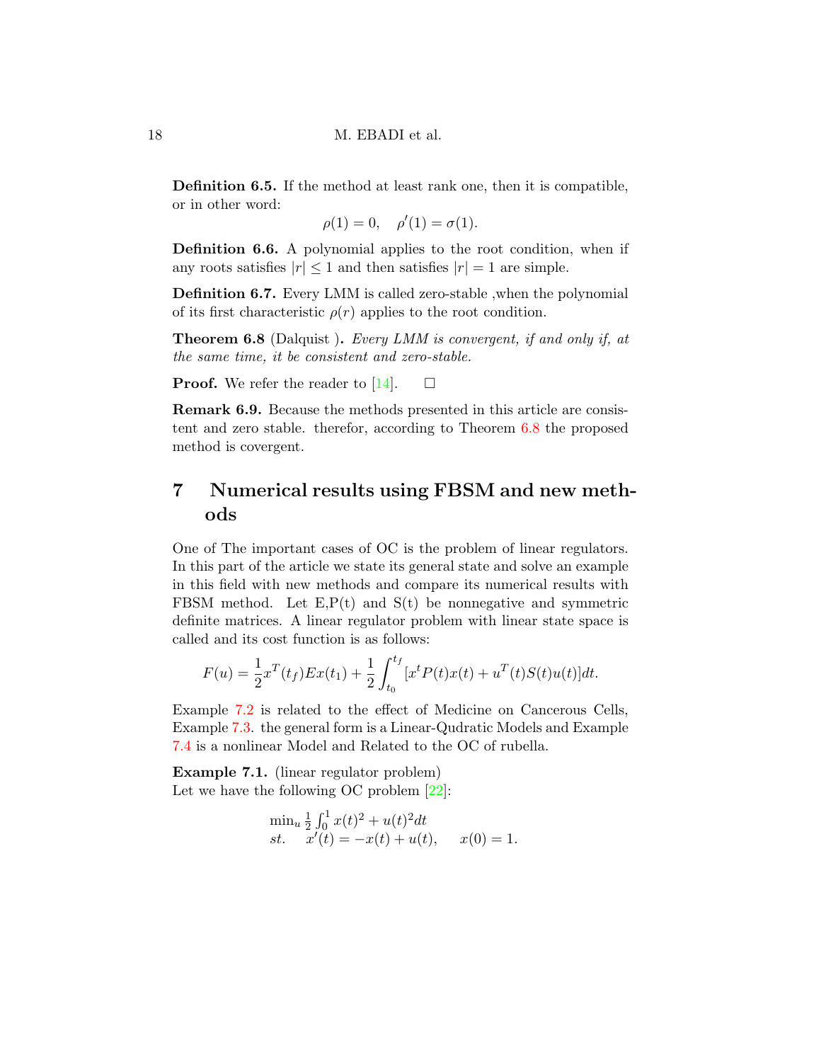**Definition 6.5.** If the method at least rank one, then it is compatible, or in other word:

$$\rho(1) = 0, \quad \rho'(1) = \sigma(1).$$

**Definition 6.6.** A polynomial applies to the root condition, when if any roots satisfies $|r| \leq 1$ and then satisfies $|r| = 1$ are simple.

**Definition 6.7.** Every LMM is called zero-stable ,when the polynomial of its first characteristic $\rho(r)$ applies to the root condition.

**Theorem 6.8** (Dalquist )**.** *Every LMM is convergent, if and only if, at the same time, it be consistent and zero-stable.*

**Proof.** We refer the reader to [14]. □

**Remark 6.9.** Because the methods presented in this article are consistent and zero stable. therefor, according to Theorem 6.8 the proposed method is covergent.

# 7 Numerical results using FBSM and new methods

One of The important cases of OC is the problem of linear regulators. In this part of the article we state its general state and solve an example in this field with new methods and compare its numerical results with FBSM method. Let E,P(t) and S(t) be nonnegative and symmetric definite matrices. A linear regulator problem with linear state space is called and its cost function is as follows:

$$F(u) = \frac{1}{2}x^T(t_f)Ex(t_1) + \frac{1}{2}\int_{t_0}^{t_f}[x^tP(t)x(t) + u^T(t)S(t)u(t)]dt.$$

Example 7.2 is related to the effect of Medicine on Cancerous Cells, Example 7.3. the general form is a Linear-Qudratic Models and Example 7.4 is a nonlinear Model and Related to the OC of rubella.

**Example 7.1.** (linear regulator problem)
Let we have the following OC problem [22]:

$$\begin{array}{l} \min_u \frac{1}{2}\int_0^1 x(t)^2 + u(t)^2 dt \\ st. \quad x'(t) = -x(t) + u(t), \quad x(0) = 1. \end{array}$$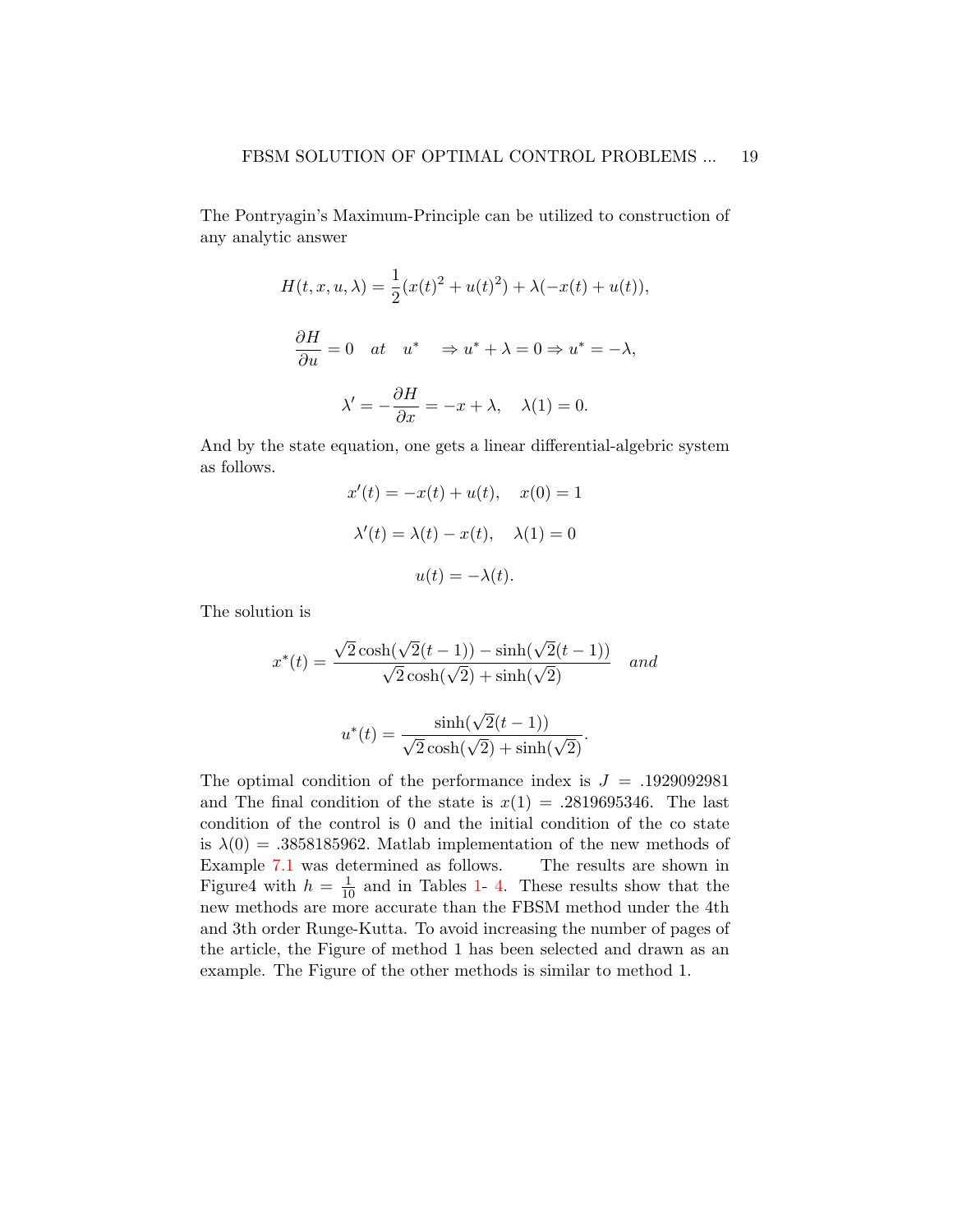The Pontryagin's Maximum-Principle can be utilized to construction of any analytic answer

$$H(t, x, u, \lambda) = \frac{1}{2}(x(t)^2 + u(t)^2) + \lambda(-x(t) + u(t)),$$

$$\frac{\partial H}{\partial u} = 0 \quad at \quad u^* \quad \Rightarrow u^* + \lambda = 0 \Rightarrow u^* = -\lambda,$$

$$\lambda' = -\frac{\partial H}{\partial x} = -x + \lambda, \quad \lambda(1) = 0.$$

And by the state equation, one gets a linear differential-algebric system as follows.

$$x'(t) = -x(t) + u(t), \quad x(0) = 1$$

$$\lambda'(t) = \lambda(t) - x(t), \quad \lambda(1) = 0$$

$$u(t) = -\lambda(t).$$

The solution is

$$x^*(t) = \frac{\sqrt{2}\cosh(\sqrt{2}(t-1)) - \sinh(\sqrt{2}(t-1))}{\sqrt{2}\cosh(\sqrt{2}) + \sinh(\sqrt{2})} \quad and$$

$$u^*(t) = \frac{\sinh(\sqrt{2}(t-1))}{\sqrt{2}\cosh(\sqrt{2}) + \sinh(\sqrt{2})}.$$

The optimal condition of the performance index is $J = .1929092981$ and The final condition of the state is $x(1) = .2819695346$. The last condition of the control is 0 and the initial condition of the co state is $\lambda(0) = .3858185962$. Matlab implementation of the new methods of Example 7.1 was determined as follows. The results are shown in Figure4 with $h = \frac{1}{10}$ and in Tables 1- 4. These results show that the new methods are more accurate than the FBSM method under the 4th and 3th order Runge-Kutta. To avoid increasing the number of pages of the article, the Figure of method 1 has been selected and drawn as an example. The Figure of the other methods is similar to method 1.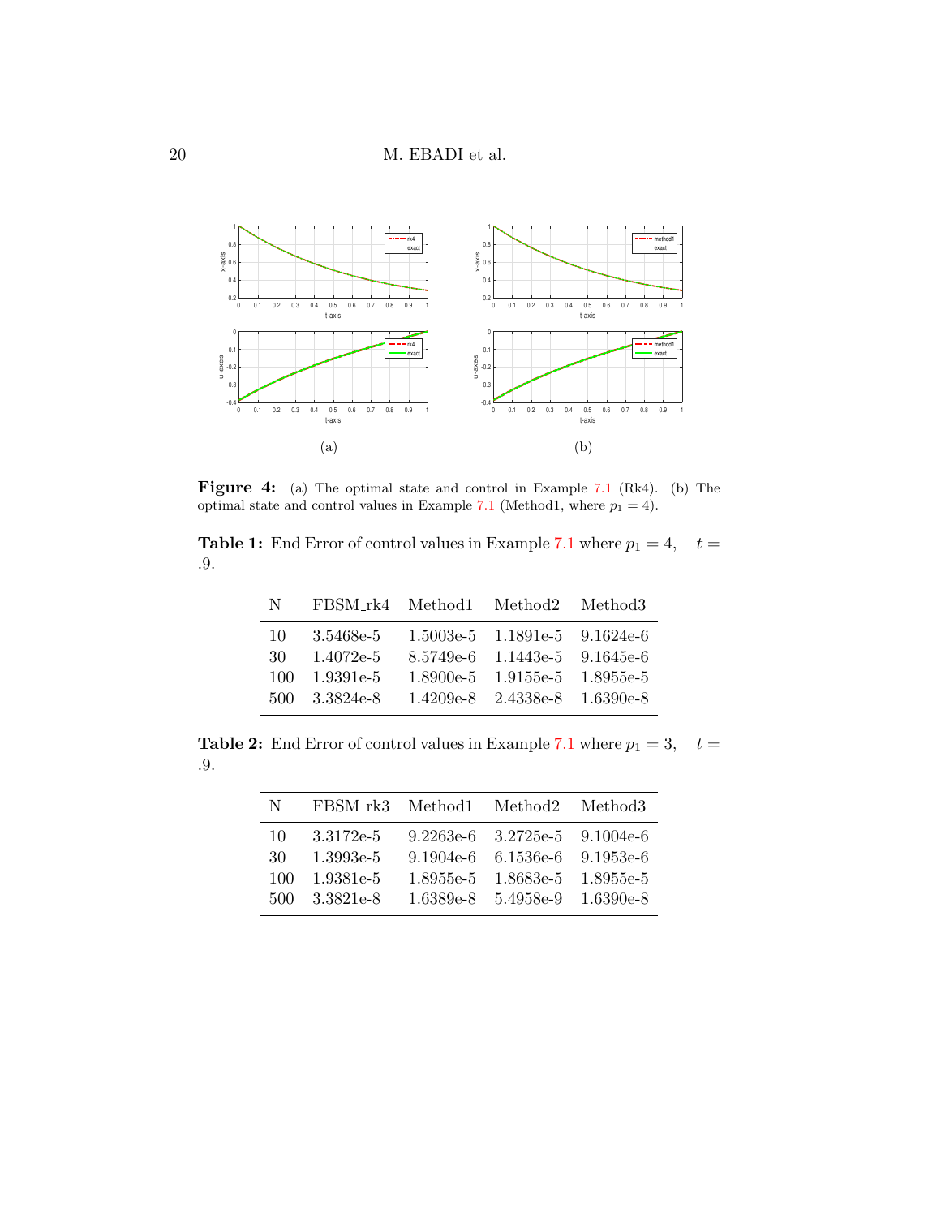**Figure 4:** (a) The optimal state and control in Example 7.1 (Rk4). (b) The optimal state and control values in Example 7.1 (Method1, where $p_1 = 4$).

**Table 1:** End Error of control values in Example 7.1 where $p_1 = 4$, $t = .9$.

| N | FBSM_rk4 | Method1 | Method2 | Method3 |
|---|---|---|---|---|
| 10 | 3.5468e-5 | 1.5003e-5 | 1.1891e-5 | 9.1624e-6 |
| 30 | 1.4072e-5 | 8.5749e-6 | 1.1443e-5 | 9.1645e-6 |
| 100 | 1.9391e-5 | 1.8900e-5 | 1.9155e-5 | 1.8955e-5 |
| 500 | 3.3824e-8 | 1.4209e-8 | 2.4338e-8 | 1.6390e-8 |

**Table 2:** End Error of control values in Example 7.1 where $p_1 = 3$, $t = .9$.

| N | FBSM_rk3 | Method1 | Method2 | Method3 |
|---|---|---|---|---|
| 10 | 3.3172e-5 | 9.2263e-6 | 3.2725e-5 | 9.1004e-6 |
| 30 | 1.3993e-5 | 9.1904e-6 | 6.1536e-6 | 9.1953e-6 |
| 100 | 1.9381e-5 | 1.8955e-5 | 1.8683e-5 | 1.8955e-5 |
| 500 | 3.3821e-8 | 1.6389e-8 | 5.4958e-9 | 1.6390e-8 |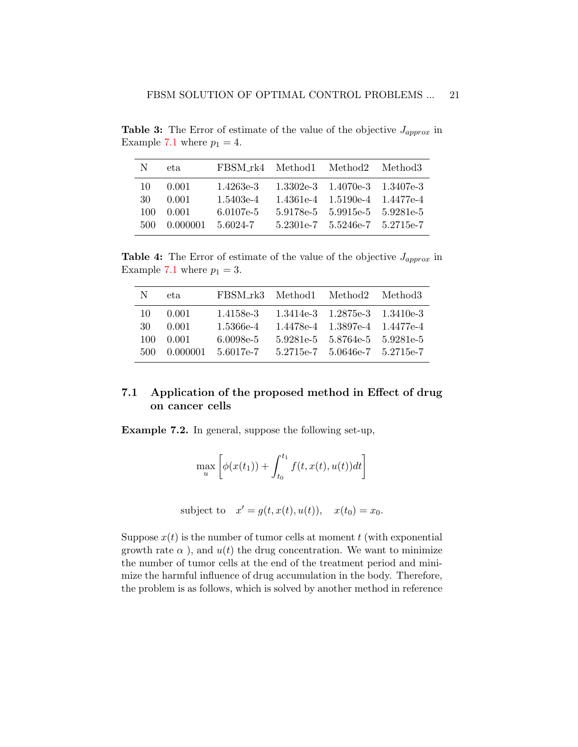**Table 3:** The Error of estimate of the value of the objective $J_{approx}$ in Example 7.1 where $p_1 = 4$.

| N | eta | FBSM_rk4 | Method1 | Method2 | Method3 |
|---|---|---|---|---|---|
| 10 | 0.001 | 1.4263e-3 | 1.3302e-3 | 1.4070e-3 | 1.3407e-3 |
| 30 | 0.001 | 1.5403e-4 | 1.4361e-4 | 1.5190e-4 | 1.4477e-4 |
| 100 | 0.001 | 6.0107e-5 | 5.9178e-5 | 5.9915e-5 | 5.9281e-5 |
| 500 | 0.000001 | 5.6024-7 | 5.2301e-7 | 5.5246e-7 | 5.2715e-7 |

**Table 4:** The Error of estimate of the value of the objective $J_{approx}$ in Example 7.1 where $p_1 = 3$.

| N | eta | FBSM_rk3 | Method1 | Method2 | Method3 |
|---|---|---|---|---|---|
| 10 | 0.001 | 1.4158e-3 | 1.3414e-3 | 1.2875e-3 | 1.3410e-3 |
| 30 | 0.001 | 1.5366e-4 | 1.4478e-4 | 1.3897e-4 | 1.4477e-4 |
| 100 | 0.001 | 6.0098e-5 | 5.9281e-5 | 5.8764e-5 | 5.9281e-5 |
| 500 | 0.000001 | 5.6017e-7 | 5.2715e-7 | 5.0646e-7 | 5.2715e-7 |

## 7.1 Application of the proposed method in Effect of drug on cancer cells

**Example 7.2.** In general, suppose the following set-up,

$$\max_{u} \left[ \phi(x(t_1)) + \int_{t_0}^{t_1} f(t, x(t), u(t))dt \right]$$

$$\text{subject to} \quad x' = g(t, x(t), u(t)), \quad x(t_0) = x_0.$$

Suppose $x(t)$ is the number of tumor cells at moment $t$ (with exponential growth rate $\alpha$ ), and $u(t)$ the drug concentration. We want to minimize the number of tumor cells at the end of the treatment period and minimize the harmful influence of drug accumulation in the body. Therefore, the problem is as follows, which is solved by another method in reference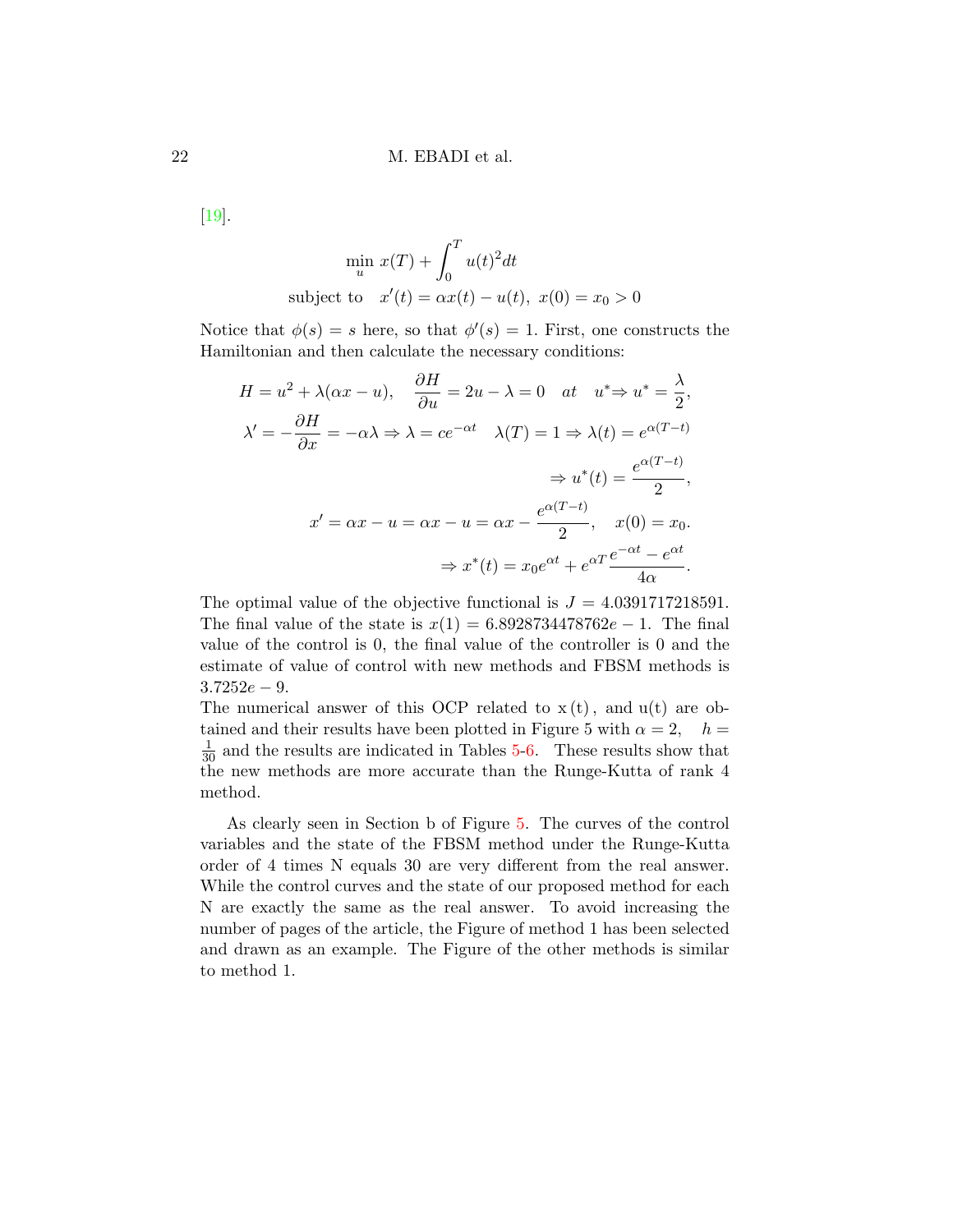[19].

$$\min_u \; x(T) + \int_0^T u(t)^2 dt$$
$$\text{subject to} \quad x'(t) = \alpha x(t) - u(t), \; x(0) = x_0 > 0$$

Notice that $\phi(s) = s$ here, so that $\phi'(s) = 1$. First, one constructs the Hamiltonian and then calculate the necessary conditions:

$$H = u^2 + \lambda(\alpha x - u), \quad \frac{\partial H}{\partial u} = 2u - \lambda = 0 \quad at \quad u^* \Rightarrow u^* = \frac{\lambda}{2},$$

$$\lambda' = -\frac{\partial H}{\partial x} = -\alpha\lambda \Rightarrow \lambda = ce^{-\alpha t} \quad \lambda(T) = 1 \Rightarrow \lambda(t) = e^{\alpha(T-t)}$$

$$\Rightarrow u^*(t) = \frac{e^{\alpha(T-t)}}{2},$$

$$x' = \alpha x - u = \alpha x - u = \alpha x - \frac{e^{\alpha(T-t)}}{2}, \quad x(0) = x_0.$$

$$\Rightarrow x^*(t) = x_0 e^{\alpha t} + e^{\alpha T}\frac{e^{-\alpha t} - e^{\alpha t}}{4\alpha}.$$

The optimal value of the objective functional is $J = 4.0391717218591$. The final value of the state is $x(1) = 6.8928734478762e-1$. The final value of the control is 0, the final value of the controller is 0 and the estimate of value of control with new methods and FBSM methods is $3.7252e-9$.
The numerical answer of this OCP related to x (t) , and u(t) are obtained and their results have been plotted in Figure 5 with $\alpha = 2, \quad h = \frac{1}{30}$ and the results are indicated in Tables 5-6. These results show that the new methods are more accurate than the Runge-Kutta of rank 4 method.

As clearly seen in Section b of Figure 5. The curves of the control variables and the state of the FBSM method under the Runge-Kutta order of 4 times N equals 30 are very different from the real answer. While the control curves and the state of our proposed method for each N are exactly the same as the real answer. To avoid increasing the number of pages of the article, the Figure of method 1 has been selected and drawn as an example. The Figure of the other methods is similar to method 1.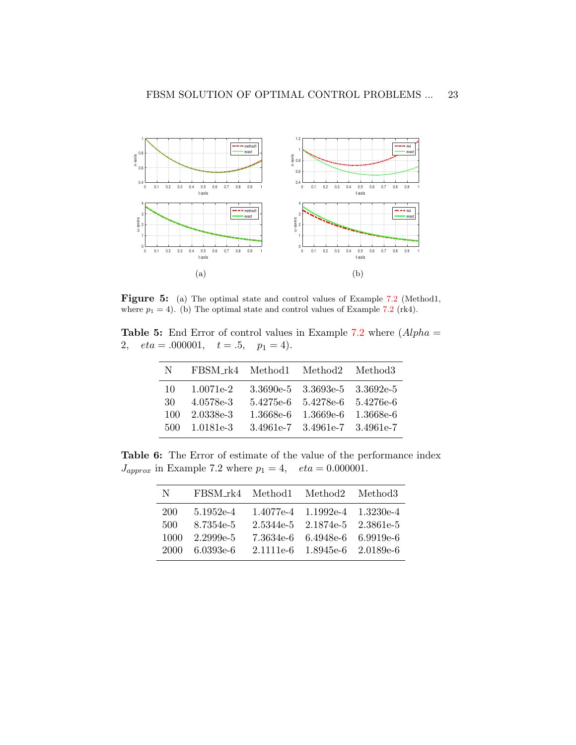(a) (b)

**Figure 5:** (a) The optimal state and control values of Example 7.2 (Method1, where $p_1 = 4$). (b) The optimal state and control values of Example 7.2 (rk4).

**Table 5:** End Error of control values in Example 7.2 where ($Alpha = 2$, $eta = .000001$, $t = .5$, $p_1 = 4$).

| N | FBSM_rk4 | Method1 | Method2 | Method3 |
|---|---|---|---|---|
| 10 | 1.0071e-2 | 3.3690e-5 | 3.3693e-5 | 3.3692e-5 |
| 30 | 4.0578e-3 | 5.4275e-6 | 5.4278e-6 | 5.4276e-6 |
| 100 | 2.0338e-3 | 1.3668e-6 | 1.3669e-6 | 1.3668e-6 |
| 500 | 1.0181e-3 | 3.4961e-7 | 3.4961e-7 | 3.4961e-7 |

**Table 6:** The Error of estimate of the value of the performance index $J_{approx}$ in Example 7.2 where $p_1 = 4$, $eta = 0.000001$.

| N | FBSM_rk4 | Method1 | Method2 | Method3 |
|---|---|---|---|---|
| 200 | 5.1952e-4 | 1.4077e-4 | 1.1992e-4 | 1.3230e-4 |
| 500 | 8.7354e-5 | 2.5344e-5 | 2.1874e-5 | 2.3861e-5 |
| 1000 | 2.2999e-5 | 7.3634e-6 | 6.4948e-6 | 6.9919e-6 |
| 2000 | 6.0393e-6 | 2.1111e-6 | 1.8945e-6 | 2.0189e-6 |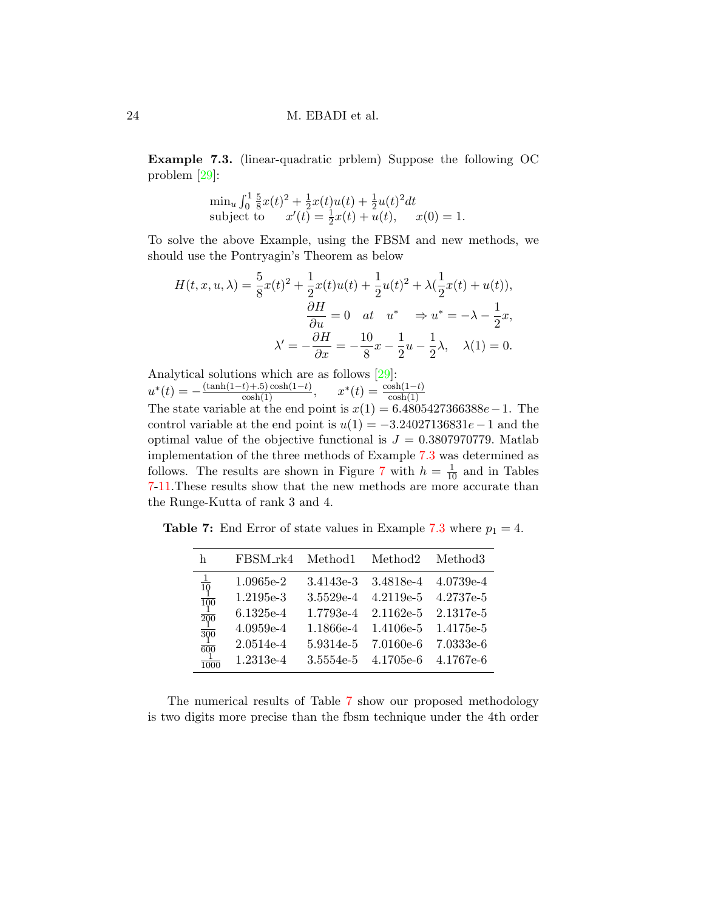**Example 7.3.** (linear-quadratic prblem) Suppose the following OC problem [29]:

$$\begin{array}{l} \min_u \int_0^1 \frac{5}{8}x(t)^2 + \frac{1}{2}x(t)u(t) + \frac{1}{2}u(t)^2 dt \\ \text{subject to} \quad x'(t) = \frac{1}{2}x(t) + u(t), \quad x(0) = 1. \end{array}$$

To solve the above Example, using the FBSM and new methods, we should use the Pontryagin's Theorem as below

$$H(t, x, u, \lambda) = \frac{5}{8}x(t)^2 + \frac{1}{2}x(t)u(t) + \frac{1}{2}u(t)^2 + \lambda(\frac{1}{2}x(t) + u(t)),$$

$$\frac{\partial H}{\partial u} = 0 \quad at \quad u^* \quad \Rightarrow u^* = -\lambda - \frac{1}{2}x,$$

$$\lambda' = -\frac{\partial H}{\partial x} = -\frac{10}{8}x - \frac{1}{2}u - \frac{1}{2}\lambda, \quad \lambda(1) = 0.$$

Analytical solutions which are as follows [29]:
$u^*(t) = -\frac{(\tanh(1-t)+.5)\cosh(1-t)}{\cosh(1)}, \quad x^*(t) = \frac{\cosh(1-t)}{\cosh(1)}$
The state variable at the end point is $x(1) = 6.4805427366388e-1$. The control variable at the end point is $u(1) = -3.24027136831e-1$ and the optimal value of the objective functional is $J = 0.3807970779$. Matlab implementation of the three methods of Example 7.3 was determined as follows. The results are shown in Figure 7 with $h = \frac{1}{10}$ and in Tables 7-11.These results show that the new methods are more accurate than the Runge-Kutta of rank 3 and 4.

**Table 7:** End Error of state values in Example 7.3 where $p_1 = 4$.

| h | FBSM_rk4 | Method1 | Method2 | Method3 |
|---|---|---|---|---|
| $\frac{1}{10}$ | 1.0965e-2 | 3.4143e-3 | 3.4818e-4 | 4.0739e-4 |
| $\frac{1}{100}$ | 1.2195e-3 | 3.5529e-4 | 4.2119e-5 | 4.2737e-5 |
| $\frac{1}{200}$ | 6.1325e-4 | 1.7793e-4 | 2.1162e-5 | 2.1317e-5 |
| $\frac{1}{300}$ | 4.0959e-4 | 1.1866e-4 | 1.4106e-5 | 1.4175e-5 |
| $\frac{1}{600}$ | 2.0514e-4 | 5.9314e-5 | 7.0160e-6 | 7.0333e-6 |
| $\frac{1}{1000}$ | 1.2313e-4 | 3.5554e-5 | 4.1705e-6 | 4.1767e-6 |

The numerical results of Table 7 show our proposed methodology is two digits more precise than the fbsm technique under the 4th order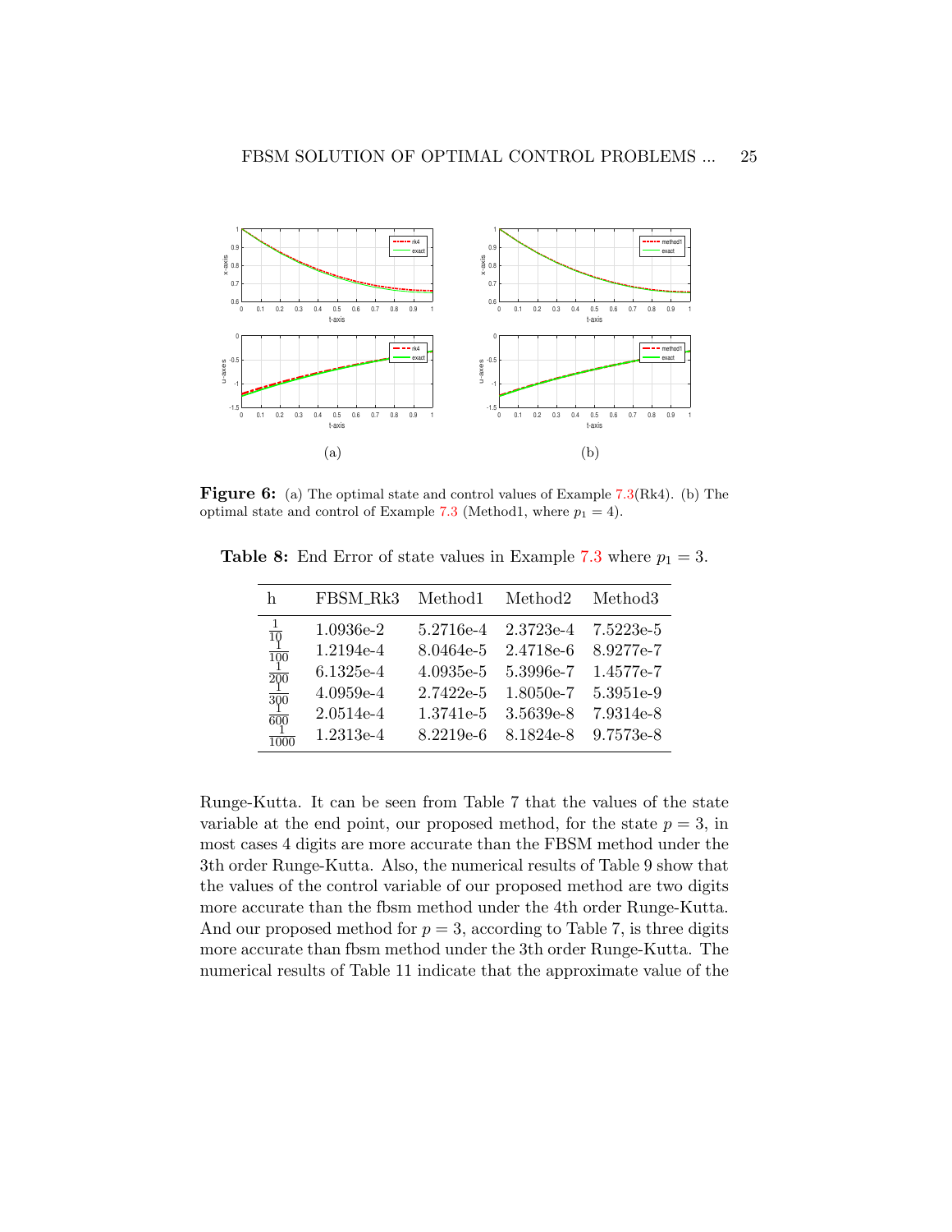**Figure 6:** (a) The optimal state and control values of Example 7.3(Rk4). (b) The optimal state and control of Example 7.3 (Method1, where $p_1 = 4$).

**Table 8:** End Error of state values in Example 7.3 where $p_1 = 3$.

| h | FBSM_Rk3 | Method1 | Method2 | Method3 |
|---|---|---|---|---|
| $\frac{1}{10}$ | 1.0936e-2 | 5.2716e-4 | 2.3723e-4 | 7.5223e-5 |
| $\frac{1}{100}$ | 1.2194e-4 | 8.0464e-5 | 2.4718e-6 | 8.9277e-7 |
| $\frac{1}{200}$ | 6.1325e-4 | 4.0935e-5 | 5.3996e-7 | 1.4577e-7 |
| $\frac{1}{300}$ | 4.0959e-4 | 2.7422e-5 | 1.8050e-7 | 5.3951e-9 |
| $\frac{1}{600}$ | 2.0514e-4 | 1.3741e-5 | 3.5639e-8 | 7.9314e-8 |
| $\frac{1}{1000}$ | 1.2313e-4 | 8.2219e-6 | 8.1824e-8 | 9.7573e-8 |

Runge-Kutta. It can be seen from Table 7 that the values of the state variable at the end point, our proposed method, for the state $p = 3$, in most cases 4 digits are more accurate than the FBSM method under the 3th order Runge-Kutta. Also, the numerical results of Table 9 show that the values of the control variable of our proposed method are two digits more accurate than the fbsm method under the 4th order Runge-Kutta. And our proposed method for $p = 3$, according to Table 7, is three digits more accurate than fbsm method under the 3th order Runge-Kutta. The numerical results of Table 11 indicate that the approximate value of the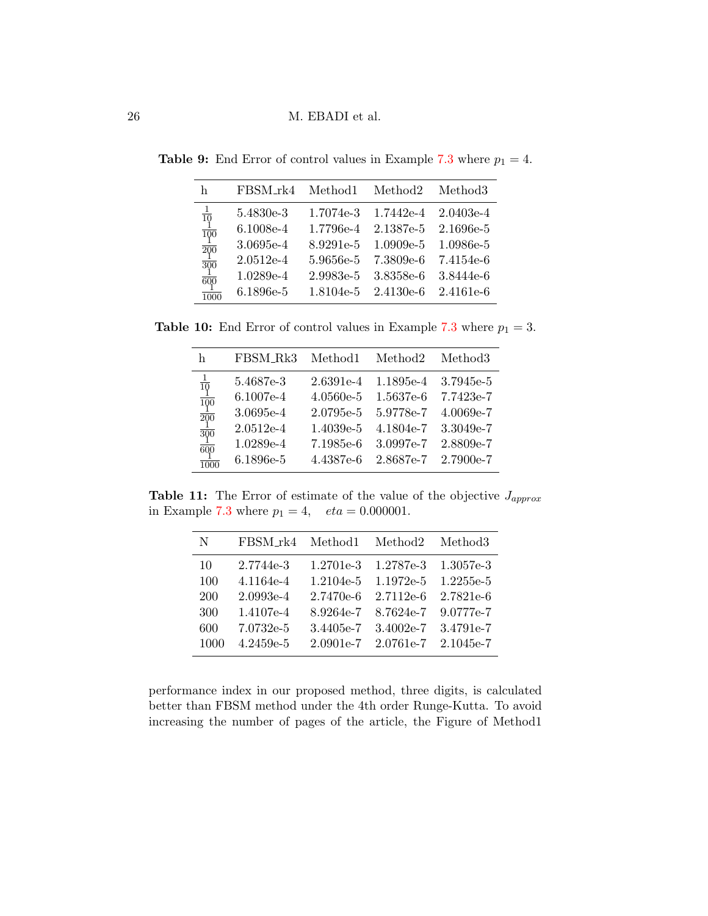**Table 9:** End Error of control values in Example 7.3 where $p_1 = 4$.

| h | FBSM_rk4 | Method1 | Method2 | Method3 |
|---|---|---|---|---|
| $\frac{1}{10}$ | 5.4830e-3 | 1.7074e-3 | 1.7442e-4 | 2.0403e-4 |
| $\frac{1}{100}$ | 6.1008e-4 | 1.7796e-4 | 2.1387e-5 | 2.1696e-5 |
| $\frac{1}{200}$ | 3.0695e-4 | 8.9291e-5 | 1.0909e-5 | 1.0986e-5 |
| $\frac{1}{300}$ | 2.0512e-4 | 5.9656e-5 | 7.3809e-6 | 7.4154e-6 |
| $\frac{1}{600}$ | 1.0289e-4 | 2.9983e-5 | 3.8358e-6 | 3.8444e-6 |
| $\frac{1}{1000}$ | 6.1896e-5 | 1.8104e-5 | 2.4130e-6 | 2.4161e-6 |

**Table 10:** End Error of control values in Example 7.3 where $p_1 = 3$.

| h | FBSM_Rk3 | Method1 | Method2 | Method3 |
|---|---|---|---|---|
| $\frac{1}{10}$ | 5.4687e-3 | 2.6391e-4 | 1.1895e-4 | 3.7945e-5 |
| $\frac{1}{100}$ | 6.1007e-4 | 4.0560e-5 | 1.5637e-6 | 7.7423e-7 |
| $\frac{1}{200}$ | 3.0695e-4 | 2.0795e-5 | 5.9778e-7 | 4.0069e-7 |
| $\frac{1}{300}$ | 2.0512e-4 | 1.4039e-5 | 4.1804e-7 | 3.3049e-7 |
| $\frac{1}{600}$ | 1.0289e-4 | 7.1985e-6 | 3.0997e-7 | 2.8809e-7 |
| $\frac{1}{1000}$ | 6.1896e-5 | 4.4387e-6 | 2.8687e-7 | 2.7900e-7 |

**Table 11:** The Error of estimate of the value of the objective $J_{approx}$ in Example 7.3 where $p_1 = 4$, $\quad eta = 0.000001$.

| N | FBSM_rk4 | Method1 | Method2 | Method3 |
|---|---|---|---|---|
| 10 | 2.7744e-3 | 1.2701e-3 | 1.2787e-3 | 1.3057e-3 |
| 100 | 4.1164e-4 | 1.2104e-5 | 1.1972e-5 | 1.2255e-5 |
| 200 | 2.0993e-4 | 2.7470e-6 | 2.7112e-6 | 2.7821e-6 |
| 300 | 1.4107e-4 | 8.9264e-7 | 8.7624e-7 | 9.0777e-7 |
| 600 | 7.0732e-5 | 3.4405e-7 | 3.4002e-7 | 3.4791e-7 |
| 1000 | 4.2459e-5 | 2.0901e-7 | 2.0761e-7 | 2.1045e-7 |

performance index in our proposed method, three digits, is calculated better than FBSM method under the 4th order Runge-Kutta. To avoid increasing the number of pages of the article, the Figure of Method1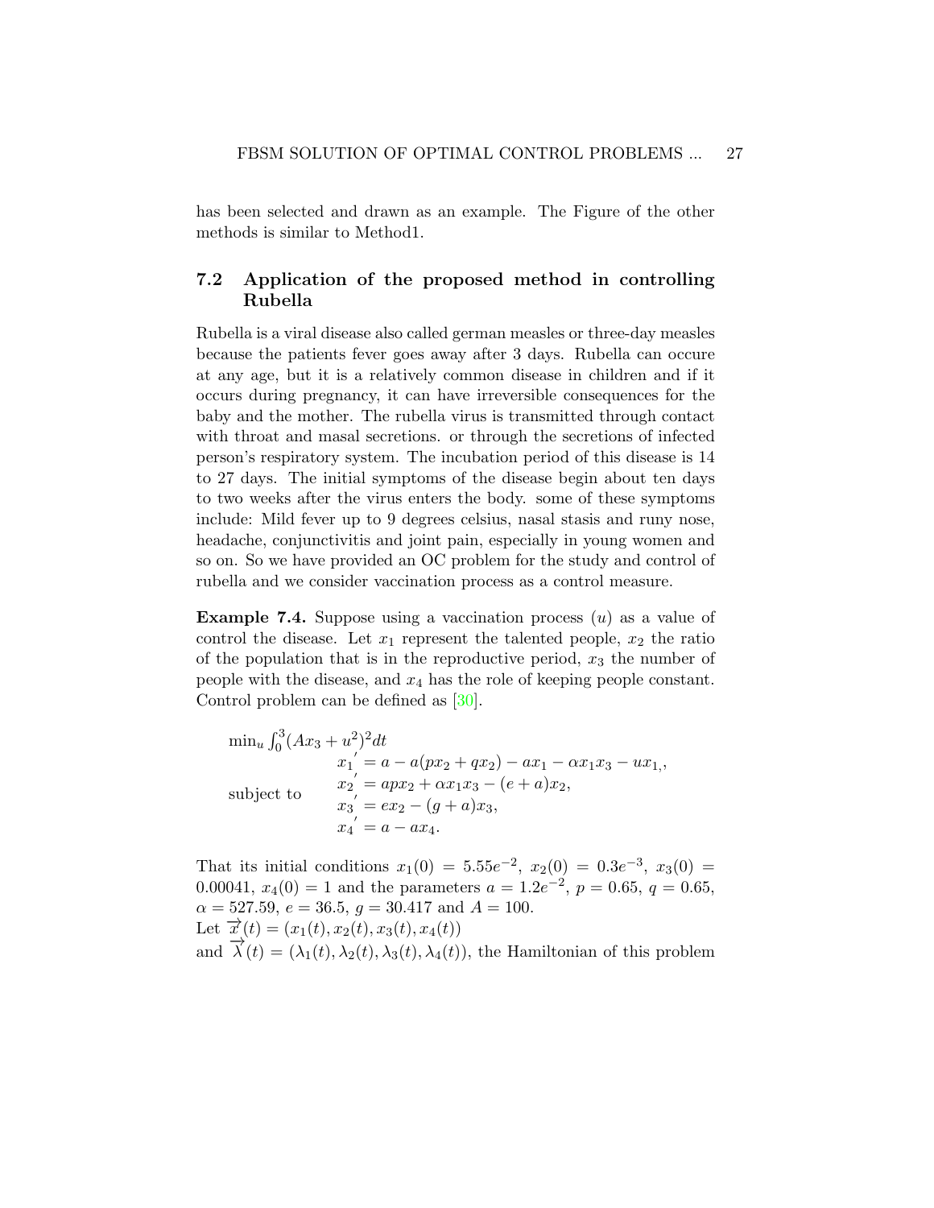has been selected and drawn as an example. The Figure of the other methods is similar to Method1.

### 7.2 Application of the proposed method in controlling Rubella

Rubella is a viral disease also called german measles or three-day measles because the patients fever goes away after 3 days. Rubella can occure at any age, but it is a relatively common disease in children and if it occurs during pregnancy, it can have irreversible consequences for the baby and the mother. The rubella virus is transmitted through contact with throat and masal secretions. or through the secretions of infected person's respiratory system. The incubation period of this disease is 14 to 27 days. The initial symptoms of the disease begin about ten days to two weeks after the virus enters the body. some of these symptoms include: Mild fever up to 9 degrees celsius, nasal stasis and runy nose, headache, conjunctivitis and joint pain, especially in young women and so on. So we have provided an OC problem for the study and control of rubella and we consider vaccination process as a control measure.

**Example 7.4.** Suppose using a vaccination process ($u$) as a value of control the disease. Let $x_1$ represent the talented people, $x_2$ the ratio of the population that is in the reproductive period, $x_3$ the number of people with the disease, and $x_4$ has the role of keeping people constant. Control problem can be defined as [30].

$$
\begin{aligned}
&\min_u \int_0^3 (Ax_3 + u^2)^2 dt \\
&\text{subject to} \quad
\begin{aligned}
x_1' &= a - a(px_2 + qx_2) - ax_1 - \alpha x_1 x_3 - ux_1,, \\
x_2' &= apx_2 + \alpha x_1 x_3 - (e + a)x_2, \\
x_3' &= ex_2 - (g + a)x_3, \\
x_4' &= a - ax_4.
\end{aligned}
\end{aligned}
$$

That its initial conditions $x_1(0) = 5.55e^{-2}$, $x_2(0) = 0.3e^{-3}$, $x_3(0) = 0.00041$, $x_4(0) = 1$ and the parameters $a = 1.2e^{-2}$, $p = 0.65$, $q = 0.65$, $\alpha = 527.59$, $e = 36.5$, $g = 30.417$ and $A = 100$.
Let $\overrightarrow{x}(t) = (x_1(t), x_2(t), x_3(t), x_4(t))$
and $\overrightarrow{\lambda}(t) = (\lambda_1(t), \lambda_2(t), \lambda_3(t), \lambda_4(t))$, the Hamiltonian of this problem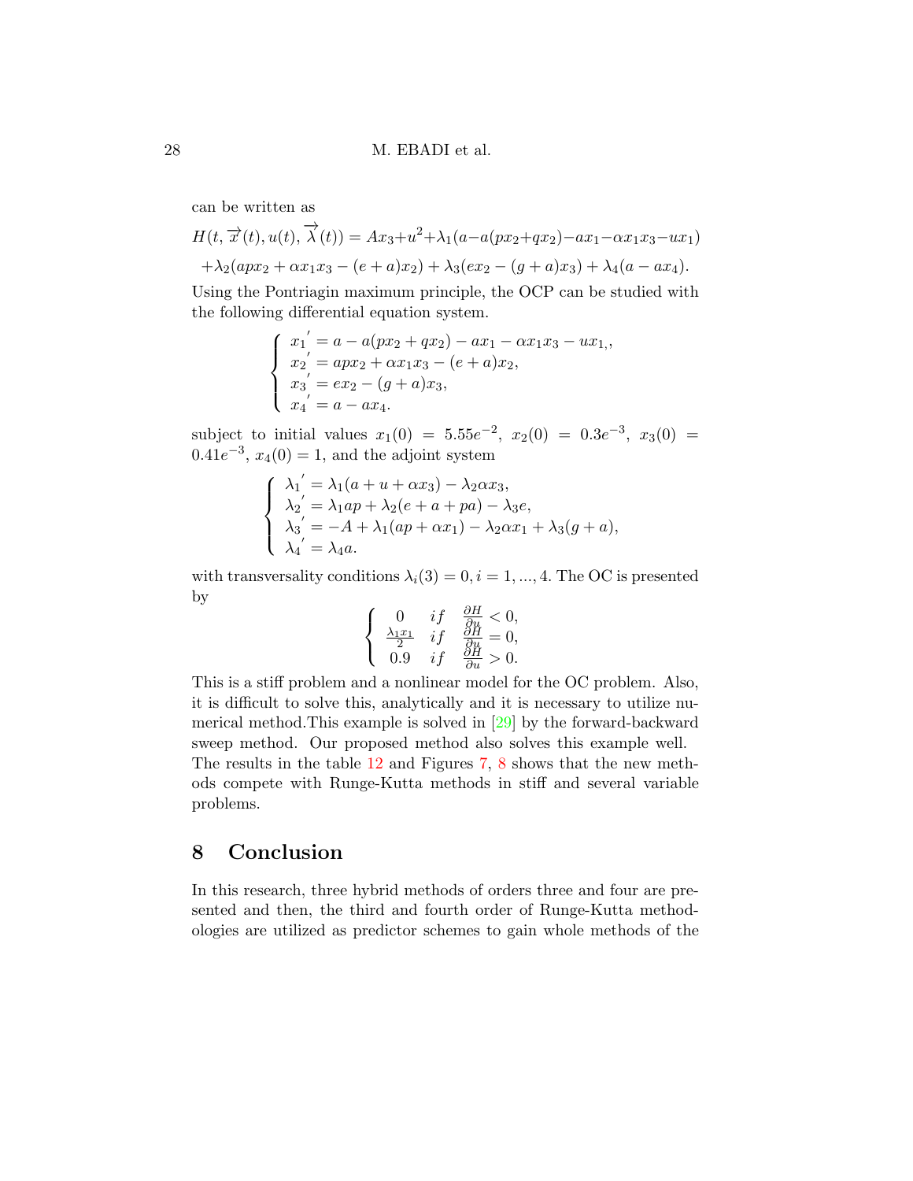can be written as

$$H(t, \overrightarrow{x}(t), u(t), \overrightarrow{\lambda}(t)) = Ax_3+u^2+\lambda_1(a-a(px_2+qx_2)-ax_1-\alpha x_1x_3-ux_1)$$
$$+\lambda_2(apx_2 + \alpha x_1x_3 - (e+a)x_2) + \lambda_3(ex_2 - (g+a)x_3) + \lambda_4(a - ax_4).$$

Using the Pontriagin maximum principle, the OCP can be studied with the following differential equation system.

$$\begin{cases} {x_1}' = a - a(px_2 + qx_2) - ax_1 - \alpha x_1x_3 - ux_1,, \\ {x_2}' = apx_2 + \alpha x_1x_3 - (e+a)x_2, \\ {x_3}' = ex_2 - (g+a)x_3, \\ {x_4}' = a - ax_4. \end{cases}$$

subject to initial values $x_1(0) = 5.55e^{-2},\ x_2(0) = 0.3e^{-3},\ x_3(0) = 0.41e^{-3}$, $x_4(0) = 1$, and the adjoint system

$$\begin{cases} {\lambda_1}' = \lambda_1(a + u + \alpha x_3) - \lambda_2\alpha x_3, \\ {\lambda_2}' = \lambda_1 ap + \lambda_2(e + a + pa) - \lambda_3 e, \\ {\lambda_3}' = -A + \lambda_1(ap + \alpha x_1) - \lambda_2\alpha x_1 + \lambda_3(g + a), \\ {\lambda_4}' = \lambda_4 a. \end{cases}$$

with transversality conditions $\lambda_i(3) = 0, i = 1, ..., 4$. The OC is presented by

$$\begin{cases} 0 & if \quad \frac{\partial H}{\partial u} < 0, \\ \frac{\lambda_1 x_1}{2} & if \quad \frac{\partial H}{\partial u} = 0, \\ 0.9 & if \quad \frac{\partial H}{\partial u} > 0. \end{cases}$$

This is a stiff problem and a nonlinear model for the OC problem. Also, it is difficult to solve this, analytically and it is necessary to utilize numerical method.This example is solved in [29] by the forward-backward sweep method. Our proposed method also solves this example well. The results in the table 12 and Figures 7, 8 shows that the new methods compete with Runge-Kutta methods in stiff and several variable problems.

## 8 Conclusion

In this research, three hybrid methods of orders three and four are presented and then, the third and fourth order of Runge-Kutta methodologies are utilized as predictor schemes to gain whole methods of the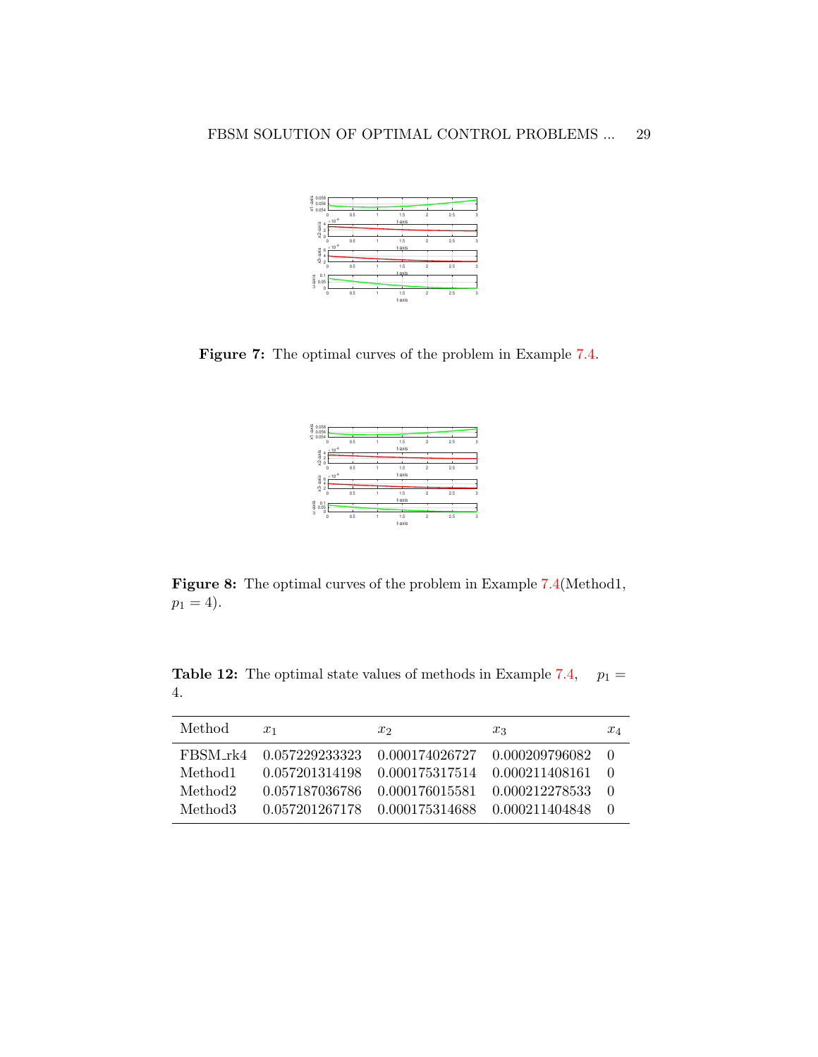**Figure 7:** The optimal curves of the problem in Example 7.4.

**Figure 8:** The optimal curves of the problem in Example 7.4(Method1, $p_1 = 4$).

**Table 12:** The optimal state values of methods in Example 7.4, $p_1 = 4$.

| Method | $x_1$ | $x_2$ | $x_3$ | $x_4$ |
|---|---|---|---|---|
| FBSM_rk4 | 0.057229233323 | 0.000174026727 | 0.000209796082 | 0 |
| Method1 | 0.057201314198 | 0.000175317514 | 0.000211408161 | 0 |
| Method2 | 0.057187036786 | 0.000176015581 | 0.000212278533 | 0 |
| Method3 | 0.057201267178 | 0.000175314688 | 0.000211404848 | 0 |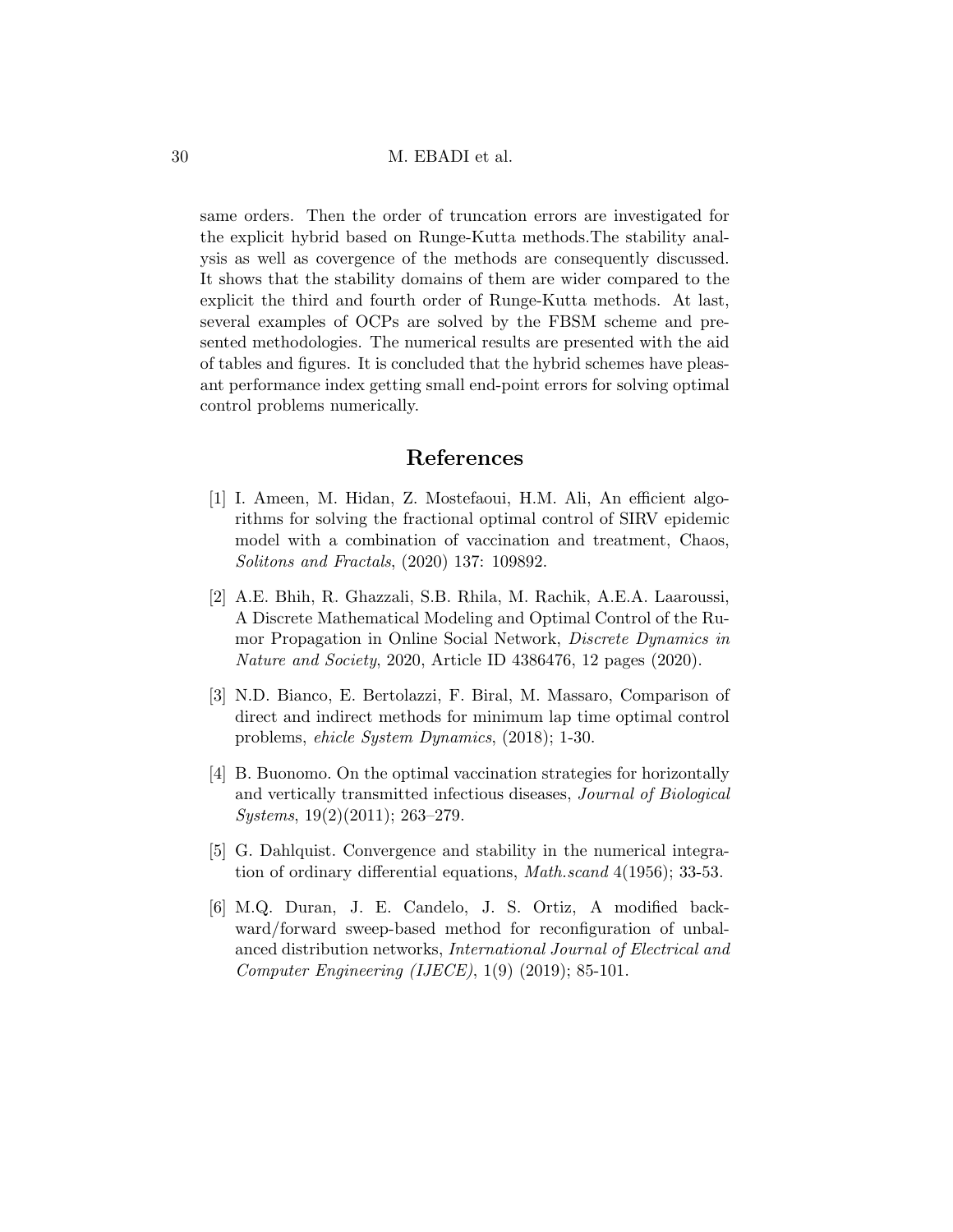same orders. Then the order of truncation errors are investigated for the explicit hybrid based on Runge-Kutta methods.The stability analysis as well as covergence of the methods are consequently discussed. It shows that the stability domains of them are wider compared to the explicit the third and fourth order of Runge-Kutta methods. At last, several examples of OCPs are solved by the FBSM scheme and presented methodologies. The numerical results are presented with the aid of tables and figures. It is concluded that the hybrid schemes have pleasant performance index getting small end-point errors for solving optimal control problems numerically.

# References

[1] I. Ameen, M. Hidan, Z. Mostefaoui, H.M. Ali, An efficient algorithms for solving the fractional optimal control of SIRV epidemic model with a combination of vaccination and treatment, Chaos, *Solitons and Fractals*, (2020) 137: 109892.

[2] A.E. Bhih, R. Ghazzali, S.B. Rhila, M. Rachik, A.E.A. Laaroussi, A Discrete Mathematical Modeling and Optimal Control of the Rumor Propagation in Online Social Network, *Discrete Dynamics in Nature and Society*, 2020, Article ID 4386476, 12 pages (2020).

[3] N.D. Bianco, E. Bertolazzi, F. Biral, M. Massaro, Comparison of direct and indirect methods for minimum lap time optimal control problems, *ehicle System Dynamics*, (2018); 1-30.

[4] B. Buonomo. On the optimal vaccination strategies for horizontally and vertically transmitted infectious diseases, *Journal of Biological Systems*, 19(2)(2011); 263–279.

[5] G. Dahlquist. Convergence and stability in the numerical integration of ordinary differential equations, *Math.scand* 4(1956); 33-53.

[6] M.Q. Duran, J. E. Candelo, J. S. Ortiz, A modified backward/forward sweep-based method for reconfiguration of unbalanced distribution networks, *International Journal of Electrical and Computer Engineering (IJECE)*, 1(9) (2019); 85-101.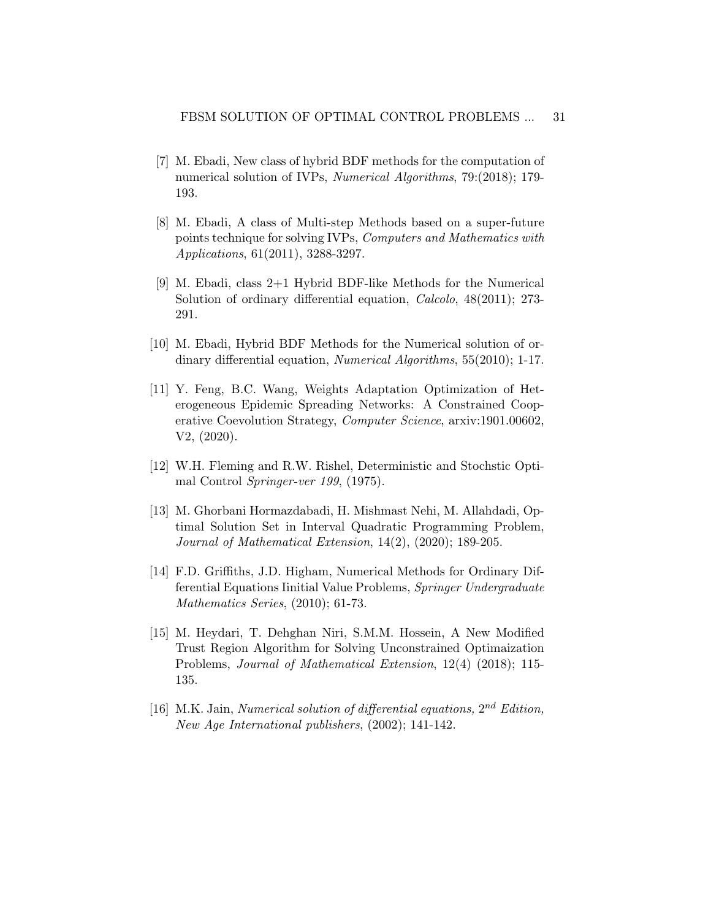[7] M. Ebadi, New class of hybrid BDF methods for the computation of numerical solution of IVPs, *Numerical Algorithms*, 79:(2018); 179-193.

[8] M. Ebadi, A class of Multi-step Methods based on a super-future points technique for solving IVPs, *Computers and Mathematics with Applications*, 61(2011), 3288-3297.

[9] M. Ebadi, class 2+1 Hybrid BDF-like Methods for the Numerical Solution of ordinary differential equation, *Calcolo*, 48(2011); 273-291.

[10] M. Ebadi, Hybrid BDF Methods for the Numerical solution of ordinary differential equation, *Numerical Algorithms*, 55(2010); 1-17.

[11] Y. Feng, B.C. Wang, Weights Adaptation Optimization of Heterogeneous Epidemic Spreading Networks: A Constrained Cooperative Coevolution Strategy, *Computer Science*, arxiv:1901.00602, V2, (2020).

[12] W.H. Fleming and R.W. Rishel, Deterministic and Stochstic Optimal Control *Springer-ver 199*, (1975).

[13] M. Ghorbani Hormazdabadi, H. Mishmast Nehi, M. Allahdadi, Optimal Solution Set in Interval Quadratic Programming Problem, *Journal of Mathematical Extension*, 14(2), (2020); 189-205.

[14] F.D. Griffiths, J.D. Higham, Numerical Methods for Ordinary Differential Equations Iinitial Value Problems, *Springer Undergraduate Mathematics Series*, (2010); 61-73.

[15] M. Heydari, T. Dehghan Niri, S.M.M. Hossein, A New Modified Trust Region Algorithm for Solving Unconstrained Optimaization Problems, *Journal of Mathematical Extension*, 12(4) (2018); 115-135.

[16] M.K. Jain, *Numerical solution of differential equations, $2^{nd}$ Edition, New Age International publishers*, (2002); 141-142.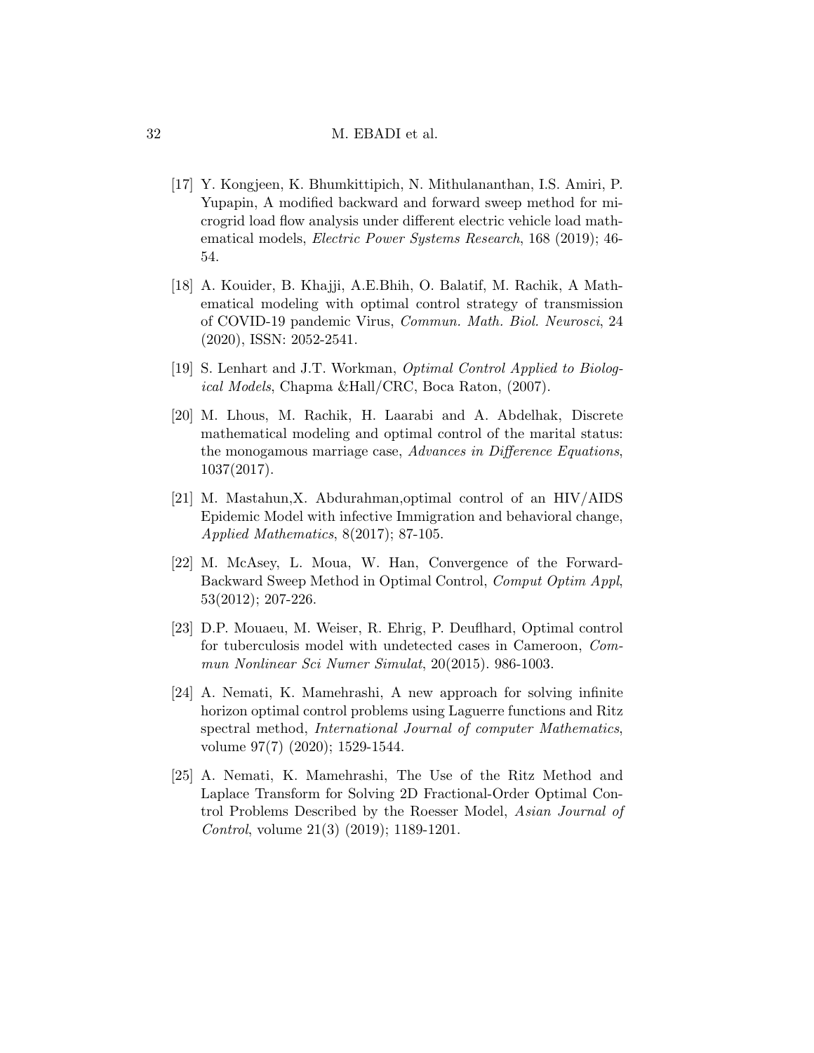[17] Y. Kongjeen, K. Bhumkittipich, N. Mithulananthan, I.S. Amiri, P. Yupapin, A modified backward and forward sweep method for microgrid load flow analysis under different electric vehicle load mathematical models, *Electric Power Systems Research*, 168 (2019); 46-54.

[18] A. Kouider, B. Khajji, A.E.Bhih, O. Balatif, M. Rachik, A Mathematical modeling with optimal control strategy of transmission of COVID-19 pandemic Virus, *Commun. Math. Biol. Neurosci*, 24 (2020), ISSN: 2052-2541.

[19] S. Lenhart and J.T. Workman, *Optimal Control Applied to Biological Models*, Chapma &Hall/CRC, Boca Raton, (2007).

[20] M. Lhous, M. Rachik, H. Laarabi and A. Abdelhak, Discrete mathematical modeling and optimal control of the marital status: the monogamous marriage case, *Advances in Difference Equations*, 1037(2017).

[21] M. Mastahun,X. Abdurahman,optimal control of an HIV/AIDS Epidemic Model with infective Immigration and behavioral change, *Applied Mathematics*, 8(2017); 87-105.

[22] M. McAsey, L. Moua, W. Han, Convergence of the Forward-Backward Sweep Method in Optimal Control, *Comput Optim Appl*, 53(2012); 207-226.

[23] D.P. Mouaeu, M. Weiser, R. Ehrig, P. Deuflhard, Optimal control for tuberculosis model with undetected cases in Cameroon, *Commun Nonlinear Sci Numer Simulat*, 20(2015). 986-1003.

[24] A. Nemati, K. Mamehrashi, A new approach for solving infinite horizon optimal control problems using Laguerre functions and Ritz spectral method, *International Journal of computer Mathematics*, volume 97(7) (2020); 1529-1544.

[25] A. Nemati, K. Mamehrashi, The Use of the Ritz Method and Laplace Transform for Solving 2D Fractional-Order Optimal Control Problems Described by the Roesser Model, *Asian Journal of Control*, volume 21(3) (2019); 1189-1201.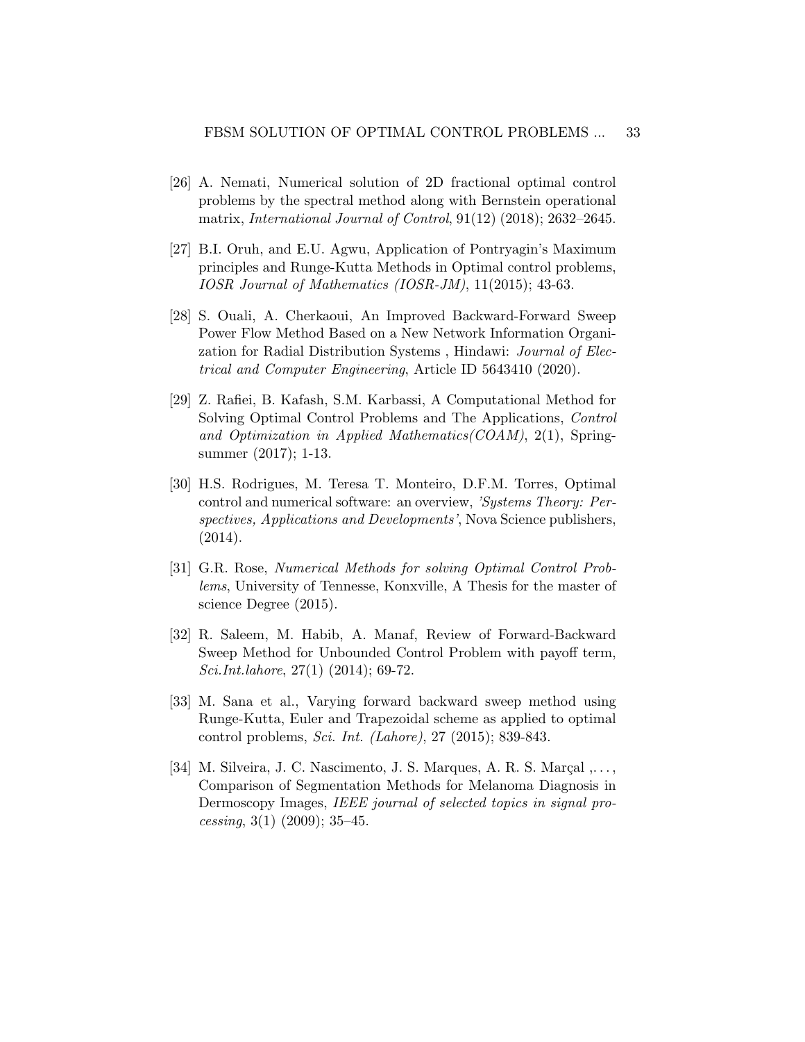[26] A. Nemati, Numerical solution of 2D fractional optimal control problems by the spectral method along with Bernstein operational matrix, *International Journal of Control*, 91(12) (2018); 2632–2645.

[27] B.I. Oruh, and E.U. Agwu, Application of Pontryagin's Maximum principles and Runge-Kutta Methods in Optimal control problems, *IOSR Journal of Mathematics (IOSR-JM)*, 11(2015); 43-63.

[28] S. Ouali, A. Cherkaoui, An Improved Backward-Forward Sweep Power Flow Method Based on a New Network Information Organization for Radial Distribution Systems , Hindawi: *Journal of Electrical and Computer Engineering*, Article ID 5643410 (2020).

[29] Z. Rafiei, B. Kafash, S.M. Karbassi, A Computational Method for Solving Optimal Control Problems and The Applications, *Control and Optimization in Applied Mathematics(COAM)*, 2(1), Spring-summer (2017); 1-13.

[30] H.S. Rodrigues, M. Teresa T. Monteiro, D.F.M. Torres, Optimal control and numerical software: an overview, *'Systems Theory: Perspectives, Applications and Developments'*, Nova Science publishers, (2014).

[31] G.R. Rose, *Numerical Methods for solving Optimal Control Problems*, University of Tennesse, Konxville, A Thesis for the master of science Degree (2015).

[32] R. Saleem, M. Habib, A. Manaf, Review of Forward-Backward Sweep Method for Unbounded Control Problem with payoff term, *Sci.Int.lahore*, 27(1) (2014); 69-72.

[33] M. Sana et al., Varying forward backward sweep method using Runge-Kutta, Euler and Trapezoidal scheme as applied to optimal control problems, *Sci. Int. (Lahore)*, 27 (2015); 839-843.

[34] M. Silveira, J. C. Nascimento, J. S. Marques, A. R. S. Marçal ,. . . , Comparison of Segmentation Methods for Melanoma Diagnosis in Dermoscopy Images, *IEEE journal of selected topics in signal processing*, 3(1) (2009); 35–45.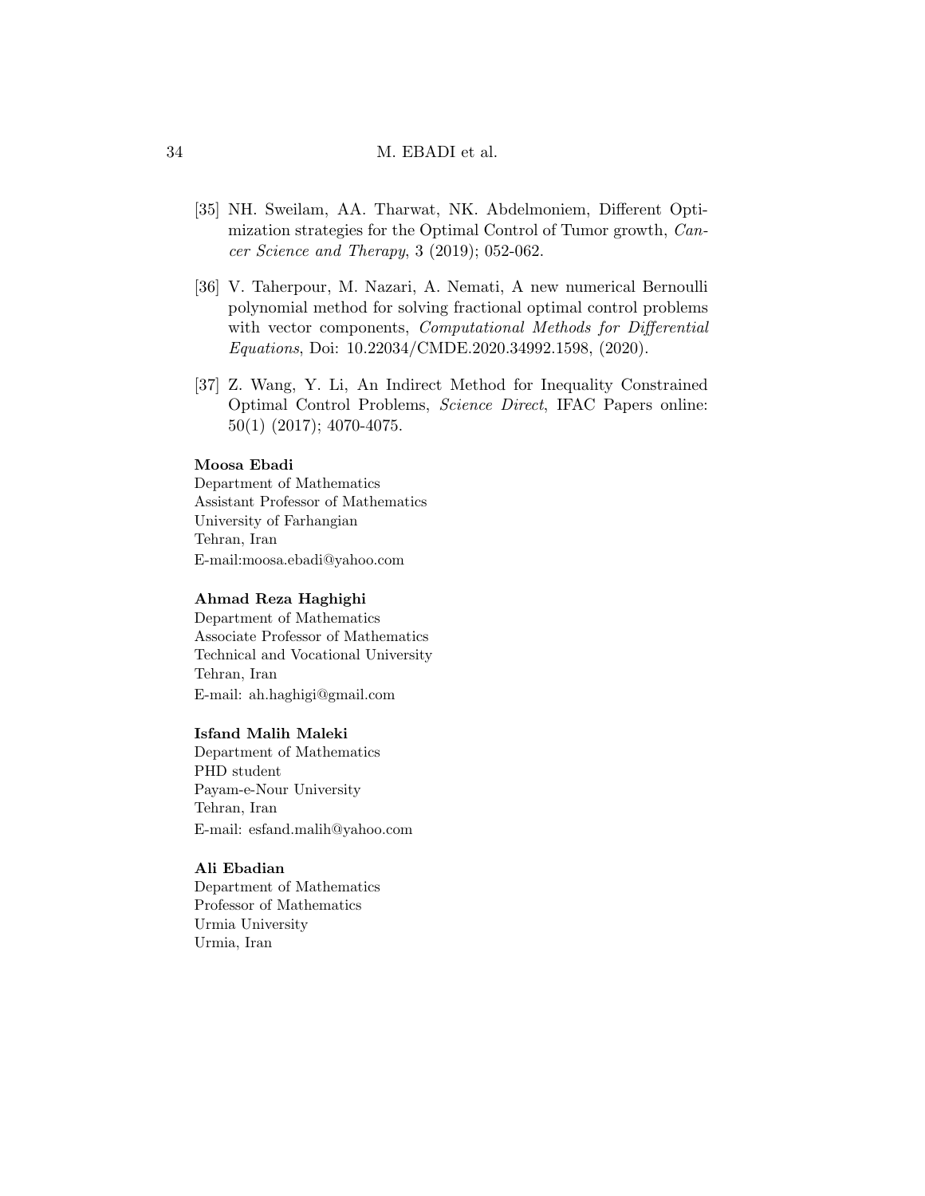[35] NH. Sweilam, AA. Tharwat, NK. Abdelmoniem, Different Optimization strategies for the Optimal Control of Tumor growth, *Cancer Science and Therapy*, 3 (2019); 052-062.

[36] V. Taherpour, M. Nazari, A. Nemati, A new numerical Bernoulli polynomial method for solving fractional optimal control problems with vector components, *Computational Methods for Differential Equations*, Doi: 10.22034/CMDE.2020.34992.1598, (2020).

[37] Z. Wang, Y. Li, An Indirect Method for Inequality Constrained Optimal Control Problems, *Science Direct*, IFAC Papers online: 50(1) (2017); 4070-4075.

**Moosa Ebadi**
Department of Mathematics
Assistant Professor of Mathematics
University of Farhangian
Tehran, Iran
E-mail:moosa.ebadi@yahoo.com

**Ahmad Reza Haghighi**
Department of Mathematics
Associate Professor of Mathematics
Technical and Vocational University
Tehran, Iran
E-mail: ah.haghigi@gmail.com

**Isfand Malih Maleki**
Department of Mathematics
PHD student
Payam-e-Nour University
Tehran, Iran
E-mail: esfand.malih@yahoo.com

**Ali Ebadian**
Department of Mathematics
Professor of Mathematics
Urmia University
Urmia, Iran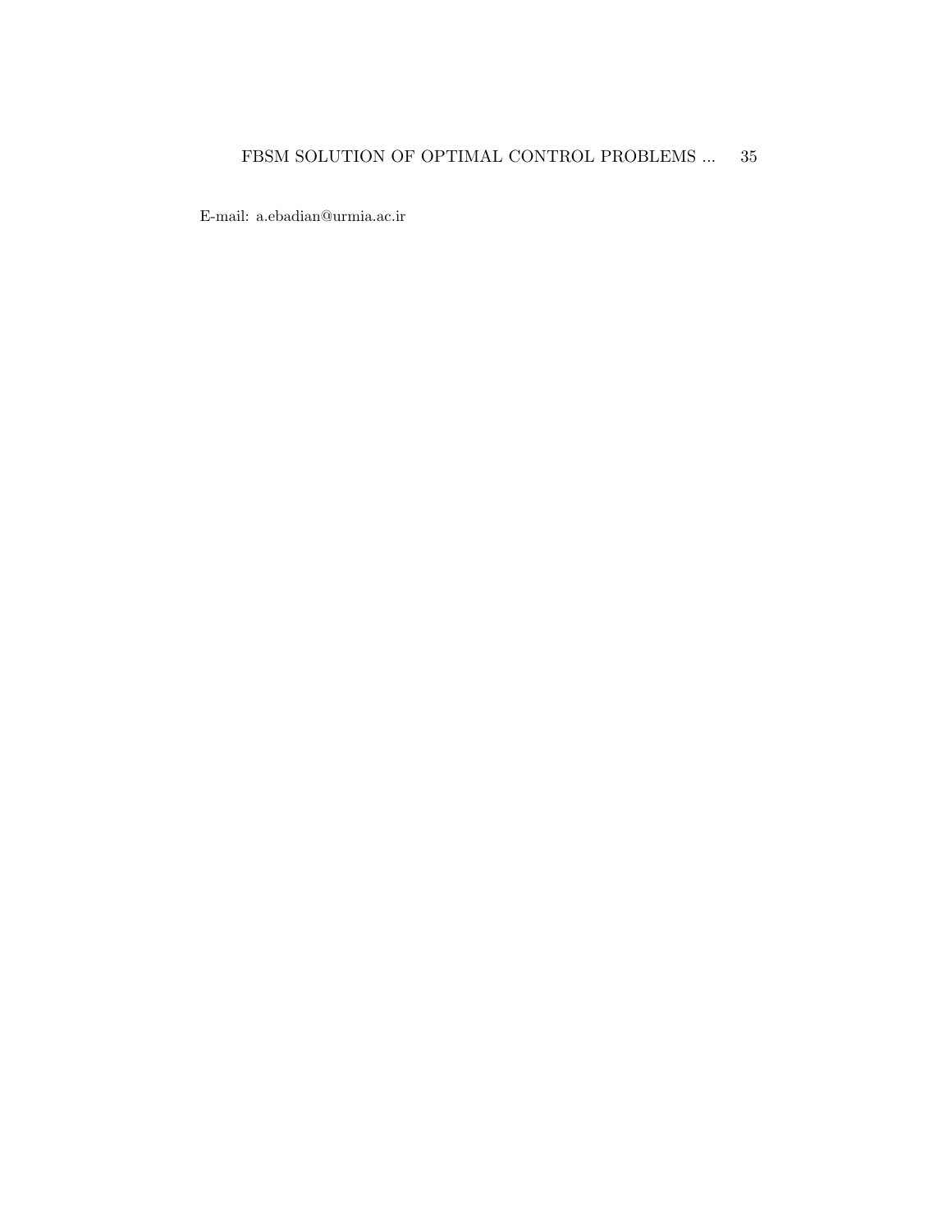E-mail: a.ebadian@urmia.ac.ir